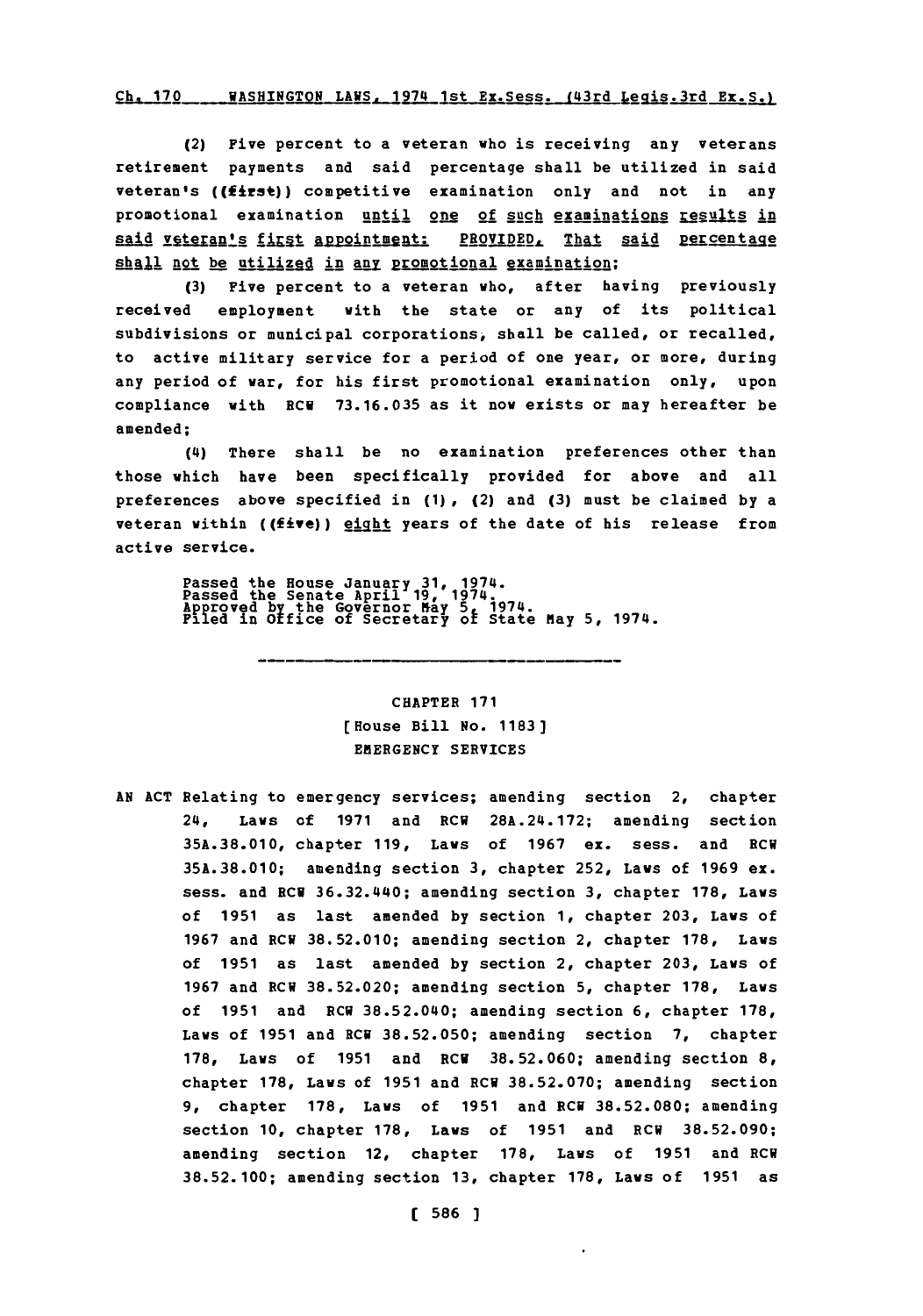(2) Five percent to a veteran who is receiving any veterans retirement payments and said percentage shall be utilized in said veteran's ((first)) competitive examination only and not in any promotional examination until one of such examinations results in said veteran's first appointment: PROVIDED, That said percentage shall not be utilized in any promotional examination;

(3) Five percent to a veteran who, after having previously received employment with the state or any of its political subdivisions or municipal corporations, shall be called, or recalled, to active military service for a period of one year, or more, during any period of war, for his first promotional examination only, upon compliance with RCW 73.16.035 as it now exists or may hereafter be amended;

(4) There shall be no examination preferences other than those which have been specifically provided for above and all preferences above specified in (1), (2) and (3) must be claimed by a veteran within ((five)) eight years of the date of his release from active service.

Passed the House January 31, 1974.
Passed the Senate April 19, 1974.
Approved by the Governor May 5, 1974.
Filed in Office of Secretary of State May 5, 1974.

---

## CHAPTER 171
## [House Bill No. 1183]
## EMERGENCY SERVICES

AN ACT Relating to emergency services; amending section 2, chapter 24, Laws of 1971 and RCW 28A.24.172; amending section 35A.38.010, chapter 119, Laws of 1967 ex. sess. and RCW 35A.38.010; amending section 3, chapter 252, Laws of 1969 ex. sess. and RCW 36.32.440; amending section 3, chapter 178, Laws of 1951 as last amended by section 1, chapter 203, Laws of 1967 and RCW 38.52.010; amending section 2, chapter 178, Laws of 1951 as last amended by section 2, chapter 203, Laws of 1967 and RCW 38.52.020; amending section 5, chapter 178, Laws of 1951 and RCW 38.52.040; amending section 6, chapter 178, Laws of 1951 and RCW 38.52.050; amending section 7, chapter 178, Laws of 1951 and RCW 38.52.060; amending section 8, chapter 178, Laws of 1951 and RCW 38.52.070; amending section 9, chapter 178, Laws of 1951 and RCW 38.52.080; amending section 10, chapter 178, Laws of 1951 and RCW 38.52.090; amending section 12, chapter 178, Laws of 1951 and RCW 38.52.100; amending section 13, chapter 178, Laws of 1951 as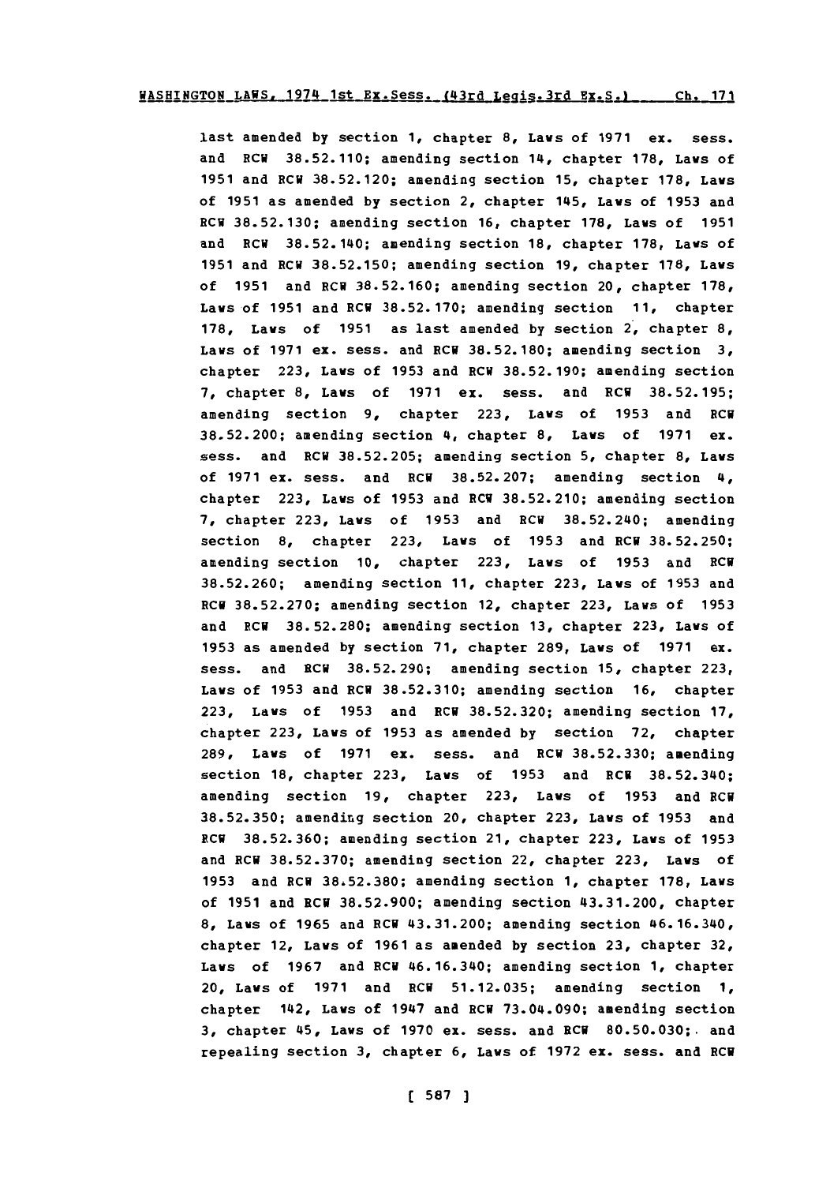last amended by section 1, chapter 8, Laws of 1971 ex. sess. and RCW 38.52.110; amending section 14, chapter 178, Laws of 1951 and RCW 38.52.120; amending section 15, chapter 178, Laws of 1951 as amended by section 2, chapter 145, Laws of 1953 and RCW 38.52.130; amending section 16, chapter 178, Laws of 1951 and RCW 38.52.140; amending section 18, chapter 178, Laws of 1951 and RCW 38.52.150; amending section 19, chapter 178, Laws of 1951 and RCW 38.52.160; amending section 20, chapter 178, Laws of 1951 and RCW 38.52.170; amending section 11, chapter 178, Laws of 1951 as last amended by section 2, chapter 8, Laws of 1971 ex. sess. and RCW 38.52.180; amending section 3, chapter 223, Laws of 1953 and RCW 38.52.190; amending section 7, chapter 8, Laws of 1971 ex. sess. and RCW 38.52.195; amending section 9, chapter 223, Laws of 1953 and RCW 38.52.200; amending section 4, chapter 8, Laws of 1971 ex. sess. and RCW 38.52.205; amending section 5, chapter 8, Laws of 1971 ex. sess. and RCW 38.52.207; amending section 4, chapter 223, Laws of 1953 and RCW 38.52.210; amending section 7, chapter 223, Laws of 1953 and RCW 38.52.240; amending section 8, chapter 223, Laws of 1953 and RCW 38.52.250; amending section 10, chapter 223, Laws of 1953 and RCW 38.52.260; amending section 11, chapter 223, Laws of 1953 and RCW 38.52.270; amending section 12, chapter 223, Laws of 1953 and RCW 38.52.280; amending section 13, chapter 223, Laws of 1953 as amended by section 71, chapter 289, Laws of 1971 ex. sess. and RCW 38.52.290; amending section 15, chapter 223, Laws of 1953 and RCW 38.52.310; amending section 16, chapter 223, Laws of 1953 and RCW 38.52.320; amending section 17, chapter 223, Laws of 1953 as amended by section 72, chapter 289, Laws of 1971 ex. sess. and RCW 38.52.330; amending section 18, chapter 223, Laws of 1953 and RCW 38.52.340; amending section 19, chapter 223, Laws of 1953 and RCW 38.52.350; amending section 20, chapter 223, Laws of 1953 and RCW 38.52.360; amending section 21, chapter 223, Laws of 1953 and RCW 38.52.370; amending section 22, chapter 223, Laws of 1953 and RCW 38.52.380; amending section 1, chapter 178, Laws of 1951 and RCW 38.52.900; amending section 43.31.200, chapter 8, Laws of 1965 and RCW 43.31.200; amending section 46.16.340, chapter 12, Laws of 1961 as amended by section 23, chapter 32, Laws of 1967 and RCW 46.16.340; amending section 1, chapter 20, Laws of 1971 and RCW 51.12.035; amending section 1, chapter 142, Laws of 1947 and RCW 73.04.090; amending section 3, chapter 45, Laws of 1970 ex. sess. and RCW 80.50.030; and repealing section 3, chapter 6, Laws of 1972 ex. sess. and RCW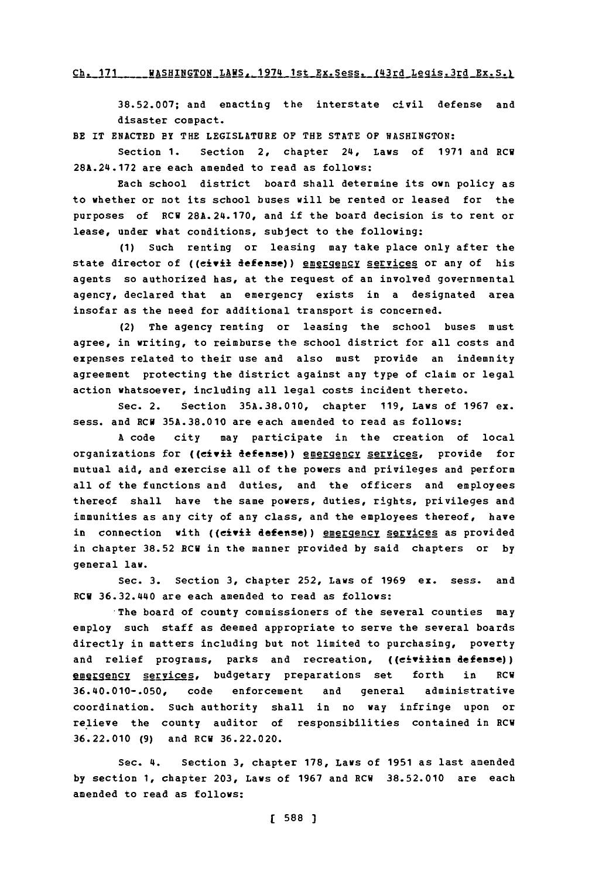38.52.007; and enacting the interstate civil defense and disaster compact.

BE IT ENACTED BY THE LEGISLATURE OF THE STATE OF WASHINGTON:

Section 1. Section 2, chapter 24, Laws of 1971 and RCW 28A.24.172 are each amended to read as follows:

Each school district board shall determine its own policy as to whether or not its school buses will be rented or leased for the purposes of RCW 28A.24.170, and if the board decision is to rent or lease, under what conditions, subject to the following:

(1) Such renting or leasing may take place only after the state director of ((civil defense)) emergency services or any of his agents so authorized has, at the request of an involved governmental agency, declared that an emergency exists in a designated area insofar as the need for additional transport is concerned.

(2) The agency renting or leasing the school buses must agree, in writing, to reimburse the school district for all costs and expenses related to their use and also must provide an indemnity agreement protecting the district against any type of claim or legal action whatsoever, including all legal costs incident thereto.

Sec. 2. Section 35A.38.010, chapter 119, Laws of 1967 ex. sess. and RCW 35A.38.010 are each amended to read as follows:

A code city may participate in the creation of local organizations for ((civil defense)) emergency services, provide for mutual aid, and exercise all of the powers and privileges and perform all of the functions and duties, and the officers and employees thereof shall have the same powers, duties, rights, privileges and immunities as any city of any class, and the employees thereof, have in connection with ((civil defense)) emergency services as provided in chapter 38.52 RCW in the manner provided by said chapters or by general law.

Sec. 3. Section 3, chapter 252, Laws of 1969 ex. sess. and RCW 36.32.440 are each amended to read as follows:

The board of county commissioners of the several counties may employ such staff as deemed appropriate to serve the several boards directly in matters including but not limited to purchasing, poverty and relief programs, parks and recreation, ((civilian defense)) emergency services, budgetary preparations set forth in RCW 36.40.010-.050, code enforcement and general administrative coordination. Such authority shall in no way infringe upon or relieve the county auditor of responsibilities contained in RCW 36.22.010 (9) and RCW 36.22.020.

Sec. 4. Section 3, chapter 178, Laws of 1951 as last amended by section 1, chapter 203, Laws of 1967 and RCW 38.52.010 are each amended to read as follows: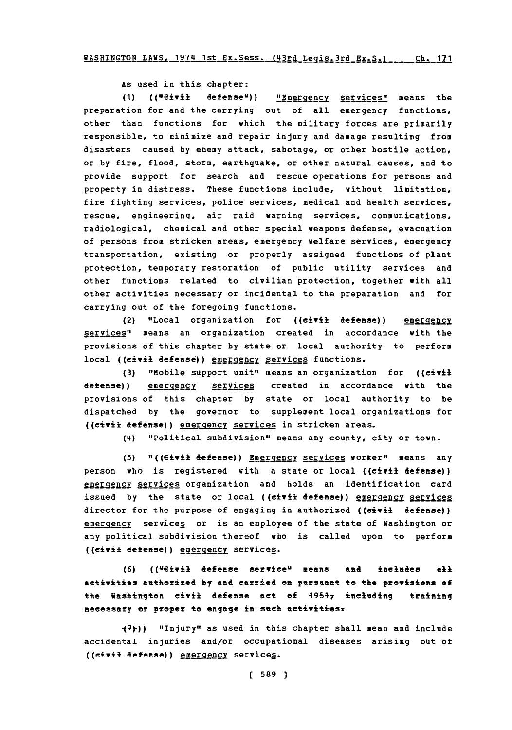As used in this chapter:

(1) (("Civil defense")) "Emergency services" means the preparation for and the carrying out of all emergency functions, other than functions for which the military forces are primarily responsible, to minimize and repair injury and damage resulting from disasters caused by enemy attack, sabotage, or other hostile action, or by fire, flood, storm, earthquake, or other natural causes, and to provide support for search and rescue operations for persons and property in distress. These functions include, without limitation, fire fighting services, police services, medical and health services, rescue, engineering, air raid warning services, communications, radiological, chemical and other special weapons defense, evacuation of persons from stricken areas, emergency welfare services, emergency transportation, existing or properly assigned functions of plant protection, temporary restoration of public utility services and other functions related to civilian protection, together with all other activities necessary or incidental to the preparation and for carrying out of the foregoing functions.

(2) "Local organization for ((civil defense)) emergency services" means an organization created in accordance with the provisions of this chapter by state or local authority to perform local ((civil defense)) emergency services functions.

(3) "Mobile support unit" means an organization for ((civil defense)) emergency services created in accordance with the provisions of this chapter by state or local authority to be dispatched by the governor to supplement local organizations for ((civil defense)) emergency services in stricken areas.

(4) "Political subdivision" means any county, city or town.

(5) "((Civil defense)) Emergency services worker" means any person who is registered with a state or local ((civil defense)) emergency services organization and holds an identification card issued by the state or local ((civil defense)) emergency services director for the purpose of engaging in authorized ((civil defense)) emergency services or is an employee of the state of Washington or any political subdivision thereof who is called upon to perform ((civil defense)) emergency services.

(6) (("Civil defense service" means and includes all activities authorized by and carried on pursuant to the provisions of the Washington civil defense act of 1951, including training necessary or proper to engage in such activities.

(7))) "Injury" as used in this chapter shall mean and include accidental injuries and/or occupational diseases arising out of ((civil defense)) emergency services.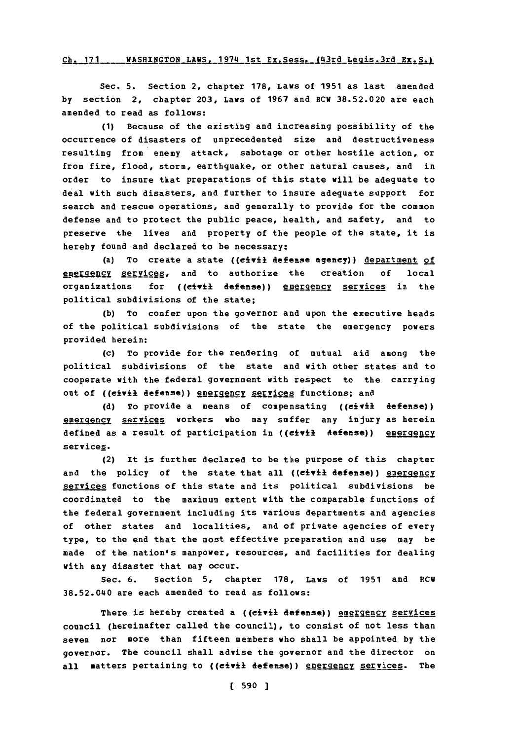Sec. 5. Section 2, chapter 178, Laws of 1951 as last amended by section 2, chapter 203, Laws of 1967 and RCW 38.52.020 are each amended to read as follows:

(1) Because of the existing and increasing possibility of the occurrence of disasters of unprecedented size and destructiveness resulting from enemy attack, sabotage or other hostile action, or from fire, flood, storm, earthquake, or other natural causes, and in order to insure that preparations of this state will be adequate to deal with such disasters, and further to insure adequate support for search and rescue operations, and generally to provide for the common defense and to protect the public peace, health, and safety, and to preserve the lives and property of the people of the state, it is hereby found and declared to be necessary:

(a) To create a state ((civil defense agency)) department of emergency services, and to authorize the creation of local organizations for ((civil defense)) emergency services in the political subdivisions of the state;

(b) To confer upon the governor and upon the executive heads of the political subdivisions of the state the emergency powers provided herein:

(c) To provide for the rendering of mutual aid among the political subdivisions of the state and with other states and to cooperate with the federal government with respect to the carrying out of ((civil defense)) emergency services functions; and

(d) To provide a means of compensating ((civil defense)) emergency services workers who may suffer any injury as herein defined as a result of participation in ((civil defense)) emergency services.

(2) It is further declared to be the purpose of this chapter and the policy of the state that all ((civil defense)) emergency services functions of this state and its political subdivisions be coordinated to the maximum extent with the comparable functions of the federal government including its various departments and agencies of other states and localities, and of private agencies of every type, to the end that the most effective preparation and use may be made of the nation's manpower, resources, and facilities for dealing with any disaster that may occur.

Sec. 6. Section 5, chapter 178, Laws of 1951 and RCW 38.52.040 are each amended to read as follows:

There is hereby created a ((civil defense)) emergency services council (hereinafter called the council), to consist of not less than seven nor more than fifteen members who shall be appointed by the governor. The council shall advise the governor and the director on all matters pertaining to ((civil defense)) emergency services. The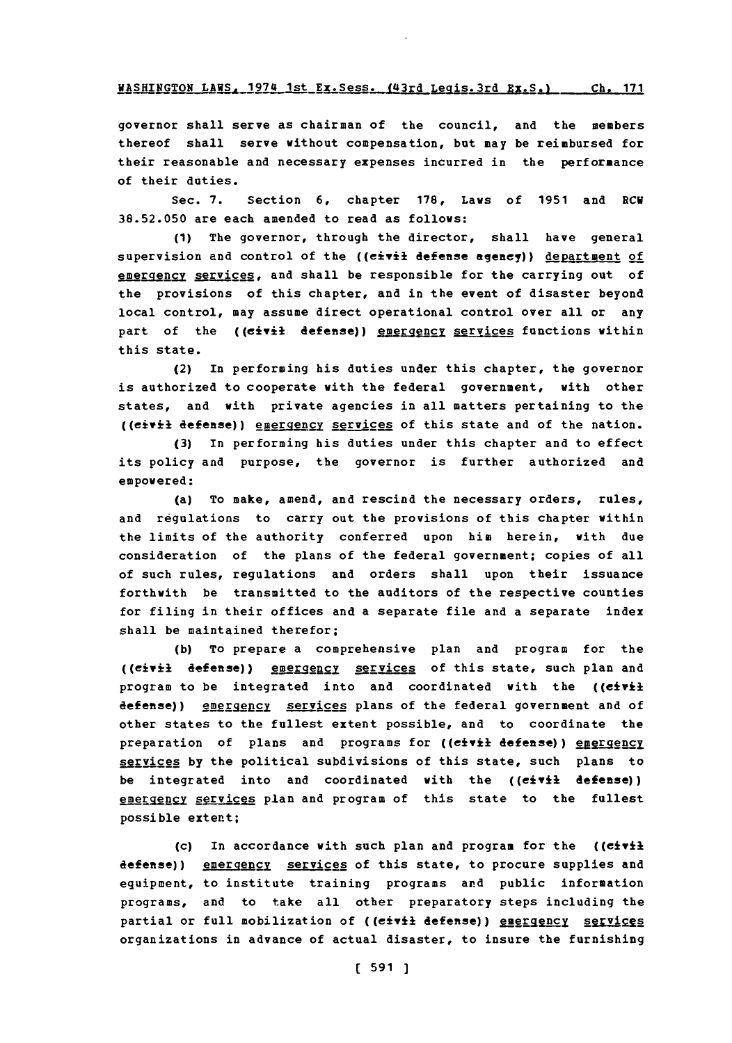governor shall serve as chairman of the council, and the members thereof shall serve without compensation, but may be reimbursed for their reasonable and necessary expenses incurred in the performance of their duties.

Sec. 7. Section 6, chapter 178, Laws of 1951 and RCW 38.52.050 are each amended to read as follows:

(1) The governor, through the director, shall have general supervision and control of the ((civil defense agency)) department of emergency services, and shall be responsible for the carrying out of the provisions of this chapter, and in the event of disaster beyond local control, may assume direct operational control over all or any part of the ((civil defense)) emergency services functions within this state.

(2) In performing his duties under this chapter, the governor is authorized to cooperate with the federal government, with other states, and with private agencies in all matters pertaining to the ((civil defense)) emergency services of this state and of the nation.

(3) In performing his duties under this chapter and to effect its policy and purpose, the governor is further authorized and empowered:

(a) To make, amend, and rescind the necessary orders, rules, and regulations to carry out the provisions of this chapter within the limits of the authority conferred upon him herein, with due consideration of the plans of the federal government; copies of all of such rules, regulations and orders shall upon their issuance forthwith be transmitted to the auditors of the respective counties for filing in their offices and a separate file and a separate index shall be maintained therefor;

(b) To prepare a comprehensive plan and program for the ((civil defense)) emergency services of this state, such plan and program to be integrated into and coordinated with the ((civil defense)) emergency services plans of the federal government and of other states to the fullest extent possible, and to coordinate the preparation of plans and programs for ((civil defense)) emergency services by the political subdivisions of this state, such plans to be integrated into and coordinated with the ((civil defense)) emergency services plan and program of this state to the fullest possible extent;

(c) In accordance with such plan and program for the ((civil defense)) emergency services of this state, to procure supplies and equipment, to institute training programs and public information programs, and to take all other preparatory steps including the partial or full mobilization of ((civil defense)) emergency services organizations in advance of actual disaster, to insure the furnishing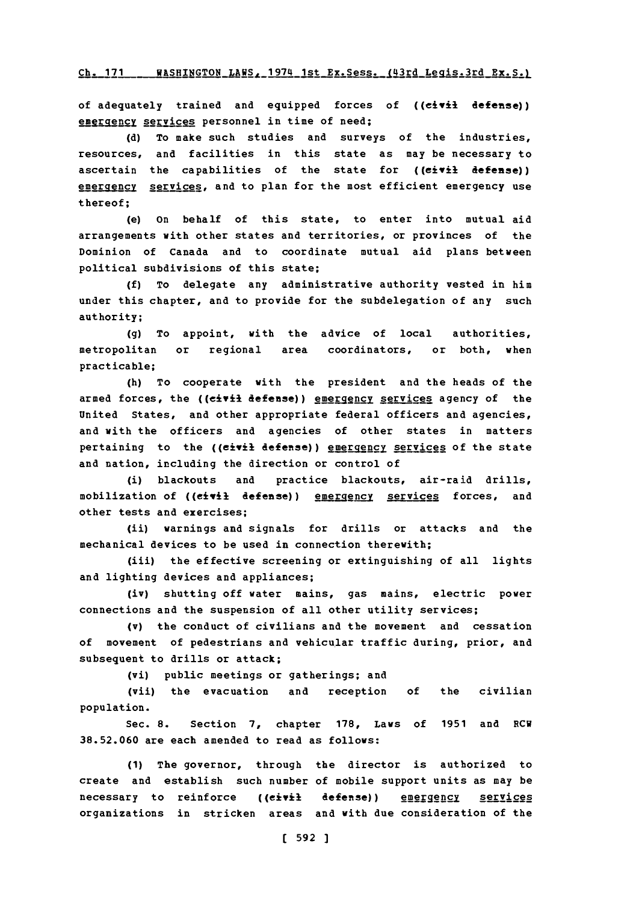of adequately trained and equipped forces of ((civil defense)) emergency services personnel in time of need;

(d) To make such studies and surveys of the industries, resources, and facilities in this state as may be necessary to ascertain the capabilities of the state for ((civil defense)) emergency services, and to plan for the most efficient emergency use thereof;

(e) On behalf of this state, to enter into mutual aid arrangements with other states and territories, or provinces of the Dominion of Canada and to coordinate mutual aid plans between political subdivisions of this state;

(f) To delegate any administrative authority vested in him under this chapter, and to provide for the subdelegation of any such authority;

(g) To appoint, with the advice of local authorities, metropolitan or regional area coordinators, or both, when practicable;

(h) To cooperate with the president and the heads of the armed forces, the ((civil defense)) emergency services agency of the United States, and other appropriate federal officers and agencies, and with the officers and agencies of other states in matters pertaining to the ((civil defense)) emergency services of the state and nation, including the direction or control of

(i) blackouts and practice blackouts, air-raid drills, mobilization of ((civil defense)) emergency services forces, and other tests and exercises;

(ii) warnings and signals for drills or attacks and the mechanical devices to be used in connection therewith;

(iii) the effective screening or extinguishing of all lights and lighting devices and appliances;

(iv) shutting off water mains, gas mains, electric power connections and the suspension of all other utility services;

(v) the conduct of civilians and the movement and cessation of movement of pedestrians and vehicular traffic during, prior, and subsequent to drills or attack;

(vi) public meetings or gatherings; and

(vii) the evacuation and reception of the civilian population.

Sec. 8. Section 7, chapter 178, Laws of 1951 and RCW 38.52.060 are each amended to read as follows:

(1) The governor, through the director is authorized to create and establish such number of mobile support units as may be necessary to reinforce ((civil defense)) emergency services organizations in stricken areas and with due consideration of the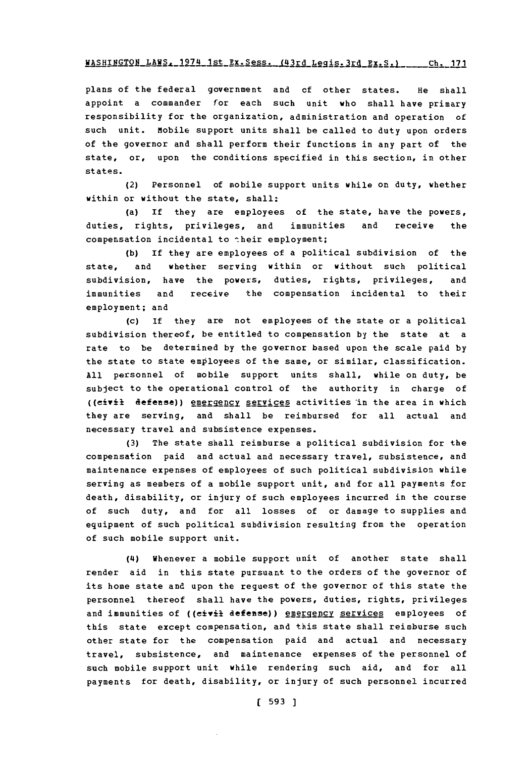plans of the federal government and of other states. He shall appoint a commander for each such unit who shall have primary responsibility for the organization, administration and operation of such unit. Mobile support units shall be called to duty upon orders of the governor and shall perform their functions in any part of the state, or, upon the conditions specified in this section, in other states.

(2) Personnel of mobile support units while on duty, whether within or without the state, shall:

(a) If they are employees of the state, have the powers, duties, rights, privileges, and immunities and receive the compensation incidental to their employment;

(b) If they are employees of a political subdivision of the state, and whether serving within or without such political subdivision, have the powers, duties, rights, privileges, and immunities and receive the compensation incidental to their employment; and

(c) If they are not employees of the state or a political subdivision thereof, be entitled to compensation by the state at a rate to be determined by the governor based upon the scale paid by the state to state employees of the same, or similar, classification. All personnel of mobile support units shall, while on duty, be subject to the operational control of the authority in charge of ((~~civil defense~~)) <u>emergency services</u> activities in the area in which they are serving, and shall be reimbursed for all actual and necessary travel and subsistence expenses.

(3) The state shall reimburse a political subdivision for the compensation paid and actual and necessary travel, subsistence, and maintenance expenses of employees of such political subdivision while serving as members of a mobile support unit, and for all payments for death, disability, or injury of such employees incurred in the course of such duty, and for all losses of or damage to supplies and equipment of such political subdivision resulting from the operation of such mobile support unit.

(4) Whenever a mobile support unit of another state shall render aid in this state pursuant to the orders of the governor of its home state and upon the request of the governor of this state the personnel thereof shall have the powers, duties, rights, privileges and immunities of ((~~civil defense~~)) <u>emergency services</u> employees of this state except compensation, and this state shall reimburse such other state for the compensation paid and actual and necessary travel, subsistence, and maintenance expenses of the personnel of such mobile support unit while rendering such aid, and for all payments for death, disability, or injury of such personnel incurred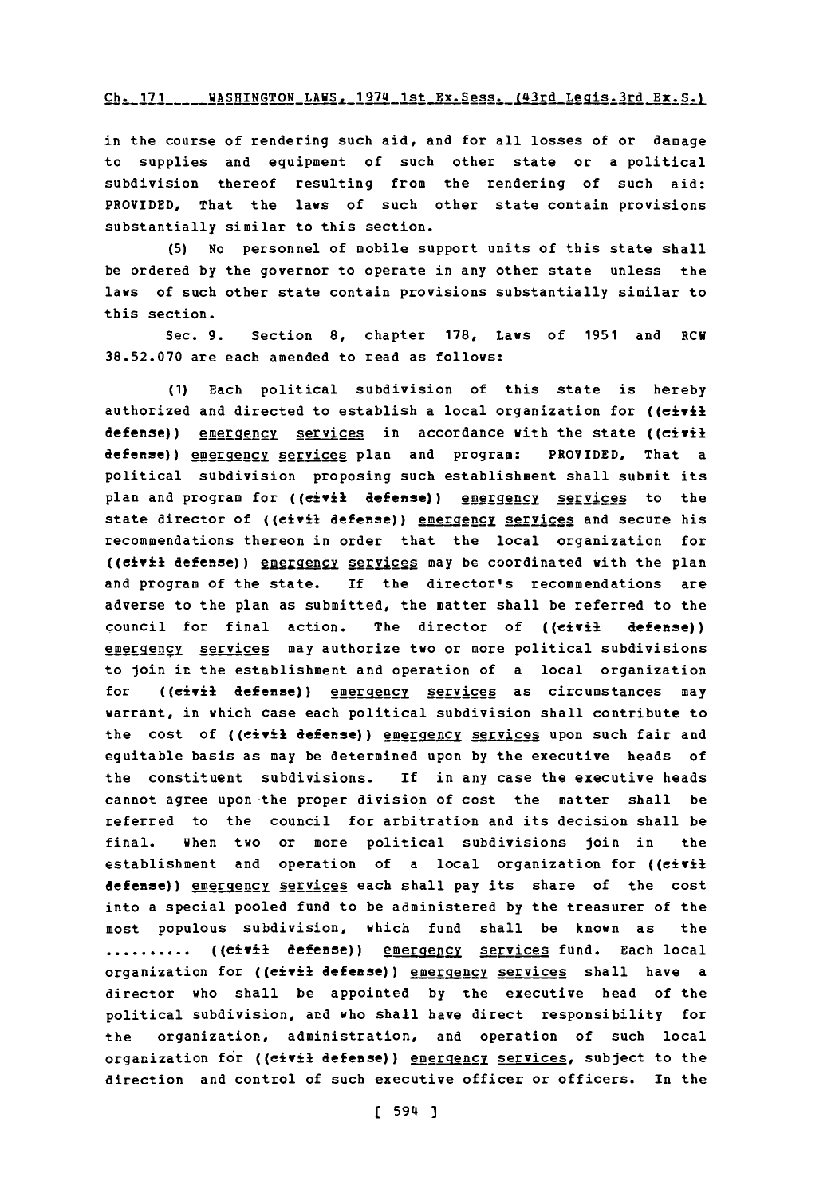in the course of rendering such aid, and for all losses of or damage to supplies and equipment of such other state or a political subdivision thereof resulting from the rendering of such aid: PROVIDED, That the laws of such other state contain provisions substantially similar to this section.

(5) No personnel of mobile support units of this state shall be ordered by the governor to operate in any other state unless the laws of such other state contain provisions substantially similar to this section.

Sec. 9. Section 8, chapter 178, Laws of 1951 and RCW 38.52.070 are each amended to read as follows:

(1) Each political subdivision of this state is hereby authorized and directed to establish a local organization for ((civil defense)) emergency services in accordance with the state ((civil defense)) emergency services plan and program: PROVIDED, That a political subdivision proposing such establishment shall submit its plan and program for ((civil defense)) emergency services to the state director of ((civil defense)) emergency services and secure his recommendations thereon in order that the local organization for ((civil defense)) emergency services may be coordinated with the plan and program of the state. If the director's recommendations are adverse to the plan as submitted, the matter shall be referred to the council for final action. The director of ((civil defense)) emergency services may authorize two or more political subdivisions to join in the establishment and operation of a local organization for ((civil defense)) emergency services as circumstances may warrant, in which case each political subdivision shall contribute to the cost of ((civil defense)) emergency services upon such fair and equitable basis as may be determined upon by the executive heads of the constituent subdivisions. If in any case the executive heads cannot agree upon the proper division of cost the matter shall be referred to the council for arbitration and its decision shall be final. When two or more political subdivisions join in the establishment and operation of a local organization for ((civil defense)) emergency services each shall pay its share of the cost into a special pooled fund to be administered by the treasurer of the most populous subdivision, which fund shall be known as the .......... ((civil defense)) emergency services fund. Each local organization for ((civil defense)) emergency services shall have a director who shall be appointed by the executive head of the political subdivision, and who shall have direct responsibility for the organization, administration, and operation of such local organization for ((civil defense)) emergency services, subject to the direction and control of such executive officer or officers. In the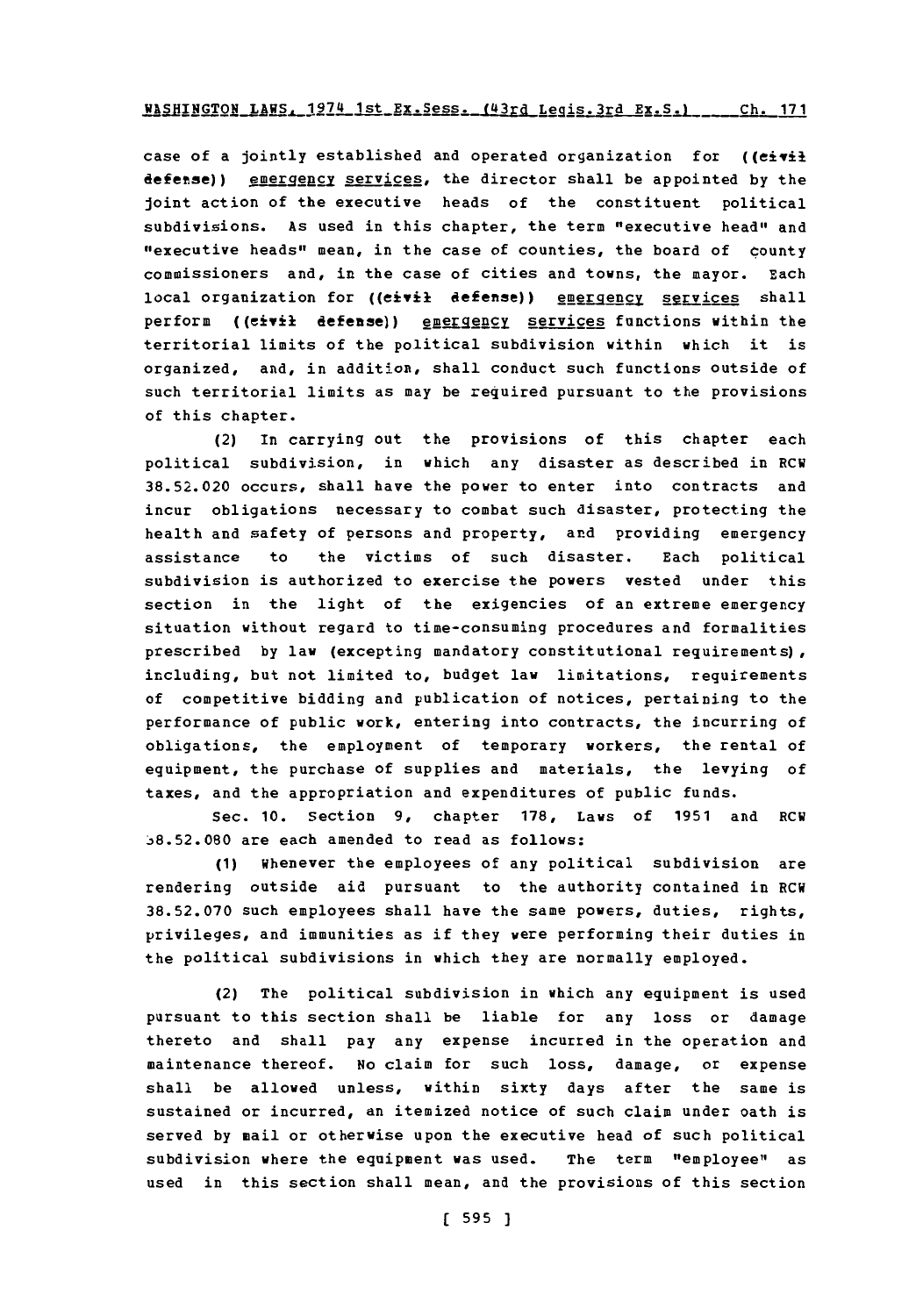case of a jointly established and operated organization for ((civil defense)) emergency services, the director shall be appointed by the joint action of the executive heads of the constituent political subdivisions. As used in this chapter, the term "executive head" and "executive heads" mean, in the case of counties, the board of county commissioners and, in the case of cities and towns, the mayor. Each local organization for ((civil defense)) emergency services shall perform ((civil defense)) emergency services functions within the territorial limits of the political subdivision within which it is organized, and, in addition, shall conduct such functions outside of such territorial limits as may be required pursuant to the provisions of this chapter.

(2) In carrying out the provisions of this chapter each political subdivision, in which any disaster as described in RCW 38.52.020 occurs, shall have the power to enter into contracts and incur obligations necessary to combat such disaster, protecting the health and safety of persons and property, and providing emergency assistance to the victims of such disaster. Each political subdivision is authorized to exercise the powers vested under this section in the light of the exigencies of an extreme emergency situation without regard to time-consuming procedures and formalities prescribed by law (excepting mandatory constitutional requirements), including, but not limited to, budget law limitations, requirements of competitive bidding and publication of notices, pertaining to the performance of public work, entering into contracts, the incurring of obligations, the employment of temporary workers, the rental of equipment, the purchase of supplies and materials, the levying of taxes, and the appropriation and expenditures of public funds.

Sec. 10. Section 9, chapter 178, Laws of 1951 and RCW 38.52.080 are each amended to read as follows:

(1) Whenever the employees of any political subdivision are rendering outside aid pursuant to the authority contained in RCW 38.52.070 such employees shall have the same powers, duties, rights, privileges, and immunities as if they were performing their duties in the political subdivisions in which they are normally employed.

(2) The political subdivision in which any equipment is used pursuant to this section shall be liable for any loss or damage thereto and shall pay any expense incurred in the operation and maintenance thereof. No claim for such loss, damage, or expense shall be allowed unless, within sixty days after the same is sustained or incurred, an itemized notice of such claim under oath is served by mail or otherwise upon the executive head of such political subdivision where the equipment was used. The term "employee" as used in this section shall mean, and the provisions of this section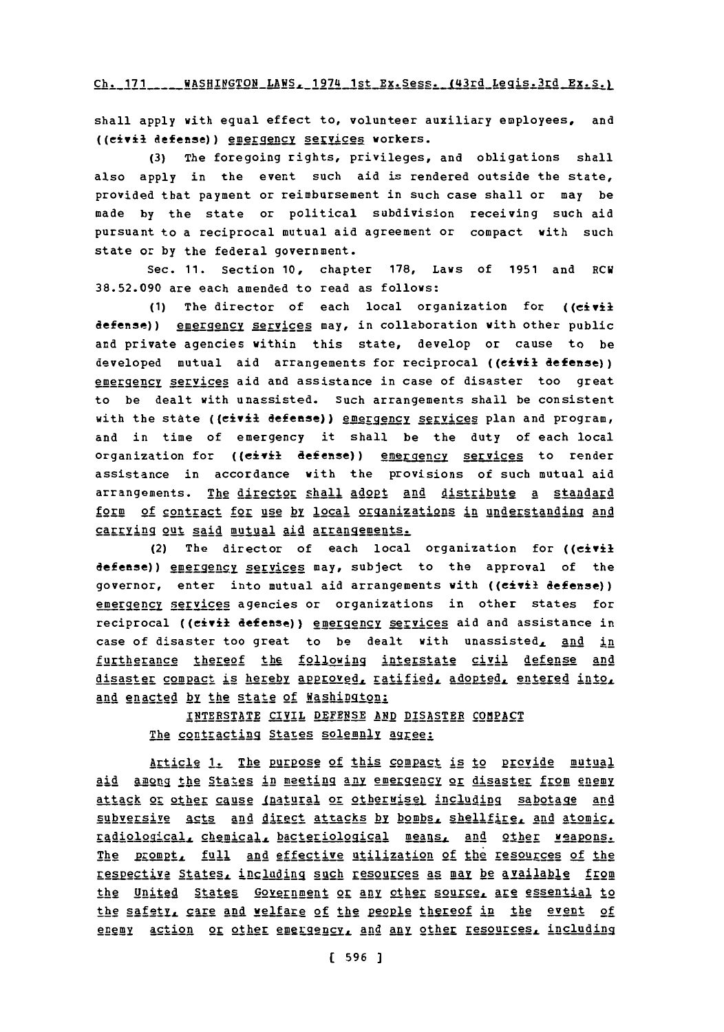shall apply with equal effect to, volunteer auxiliary employees, and ((civil defense)) emergency services workers.

(3) The foregoing rights, privileges, and obligations shall also apply in the event such aid is rendered outside the state, provided that payment or reimbursement in such case shall or may be made by the state or political subdivision receiving such aid pursuant to a reciprocal mutual aid agreement or compact with such state or by the federal government.

Sec. 11. Section 10, chapter 178, Laws of 1951 and RCW 38.52.090 are each amended to read as follows:

(1) The director of each local organization for ((civil defense)) emergency services may, in collaboration with other public and private agencies within this state, develop or cause to be developed mutual aid arrangements for reciprocal ((civil defense)) emergency services aid and assistance in case of disaster too great to be dealt with unassisted. Such arrangements shall be consistent with the state ((civil defense)) emergency services plan and program, and in time of emergency it shall be the duty of each local organization for ((civil defense)) emergency services to render assistance in accordance with the provisions of such mutual aid arrangements. The director shall adopt and distribute a standard form of contract for use by local organizations in understanding and carrying out said mutual aid arrangements.

(2) The director of each local organization for ((civil defense)) emergency services may, subject to the approval of the governor, enter into mutual aid arrangements with ((civil defense)) emergency services agencies or organizations in other states for reciprocal ((civil defense)) emergency services aid and assistance in case of disaster too great to be dealt with unassisted, and in furtherance thereof the following interstate civil defense and disaster compact is hereby approved, ratified, adopted, entered into, and enacted by the state of Washington:

INTERSTATE CIVIL DEFENSE AND DISASTER COMPACT

The contracting States solemnly agree:

Article 1. The purpose of this compact is to provide mutual aid among the States in meeting any emergency or disaster from enemy attack or other cause (natural or otherwise) including sabotage and subversive acts and direct attacks by bombs, shellfire, and atomic, radiological, chemical, bacteriological means, and other weapons. The prompt, full and effective utilization of the resources of the respective States, including such resources as may be available from the United States Government or any other source, are essential to the safety, care and welfare of the people thereof in the event of enemy action or other emergency, and any other resources, including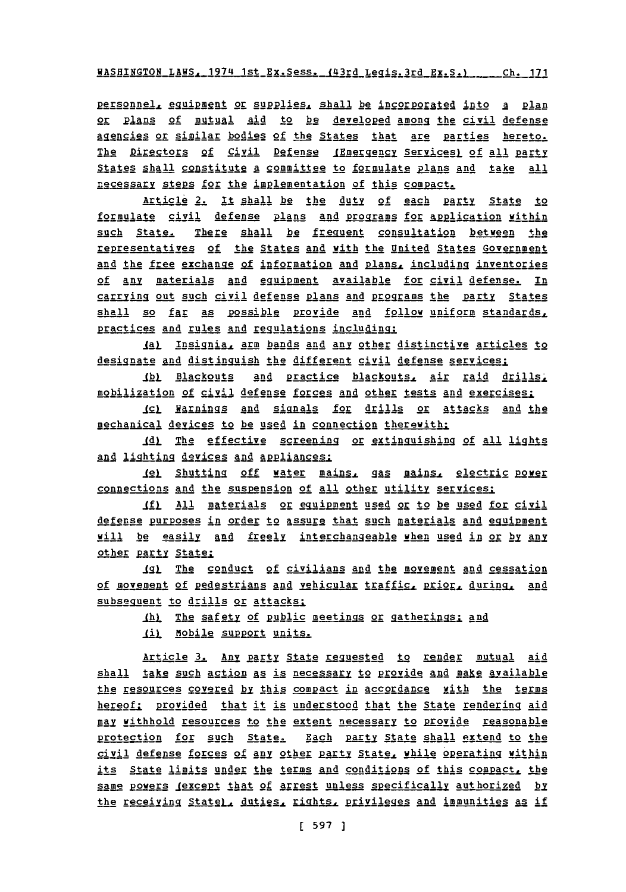personnel, equipment or supplies, shall be incorporated into a plan or plans of mutual aid to be developed among the civil defense agencies or similar bodies of the States that are parties hereto. The Directors of Civil Defense (Emergency Services) of all party States shall constitute a committee to formulate plans and take all necessary steps for the implementation of this compact.

Article 2. It shall be the duty of each party State to formulate civil defense plans and programs for application within such State. There shall be frequent consultation between the representatives of the States and with the United States Government and the free exchange of information and plans, including inventories of any materials and equipment available for civil defense. In carrying out such civil defense plans and programs the party States shall so far as possible provide and follow uniform standards, practices and rules and regulations including:

(a) Insignia, arm bands and any other distinctive articles to designate and distinguish the different civil defense services;

(b) Blackouts and practice blackouts, air raid drills, mobilization of civil defense forces and other tests and exercises;

(c) Warnings and signals for drills or attacks and the mechanical devices to be used in connection therewith;

(d) The effective screening or extinguishing of all lights and lighting devices and appliances;

(e) Shutting off water mains, gas mains, electric power connections and the suspension of all other utility services;

(f) All materials or equipment used or to be used for civil defense purposes in order to assure that such materials and equipment will be easily and freely interchangeable when used in or by any other party State;

(g) The conduct of civilians and the movement and cessation of movement of pedestrians and vehicular traffic, prior, during, and subsequent to drills or attacks;

(h) The safety of public meetings or gatherings; and

(i) Mobile support units.

Article 3. Any party State requested to render mutual aid shall take such action as is necessary to provide and make available the resources covered by this compact in accordance with the terms hereof; provided that it is understood that the State rendering aid may withhold resources to the extent necessary to provide reasonable protection for such State. Each party State shall extend to the civil defense forces of any other party State, while operating within its State limits under the terms and conditions of this compact, the same powers (except that of arrest unless specifically authorized by the receiving State), duties, rights, privileges and immunities as if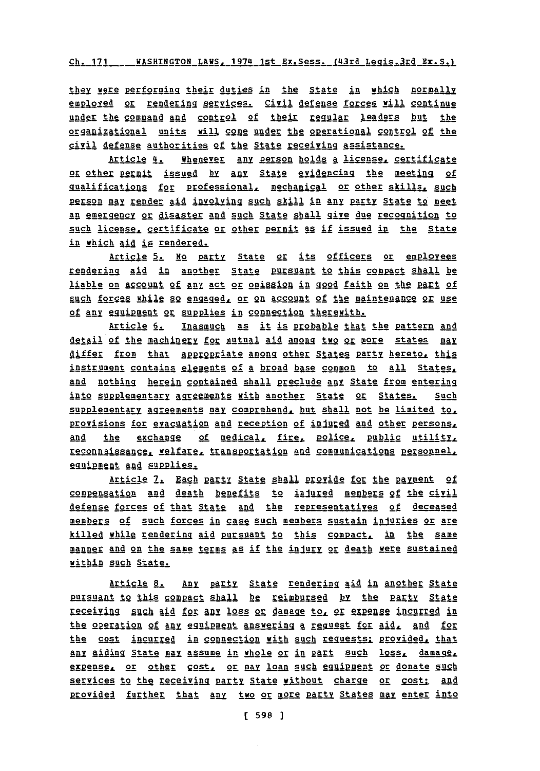they were performing their duties in the State in which normally employed or rendering services. Civil defense forces will continue under the command and control of their regular leaders but the organizational units will come under the operational control of the civil defense authorities of the State receiving assistance.

Article 4. Whenever any person holds a license, certificate or other permit issued by any State evidencing the meeting of qualifications for professional, mechanical or other skills, such person may render aid involving such skill in any party State to meet an emergency or disaster and such State shall give due recognition to such license, certificate or other permit as if issued in the State in which aid is rendered.

Article 5. No party State or its officers or employees rendering aid in another State pursuant to this compact shall be liable on account of any act or omission in good faith on the part of such forces while so engaged, or on account of the maintenance or use of any equipment or supplies in connection therewith.

Article 6. Inasmuch as it is probable that the pattern and detail of the machinery for mutual aid among two or more states may differ from that appropriate among other States party hereto, this instrument contains elements of a broad base common to all States, and nothing herein contained shall preclude any State from entering into supplementary agreements with another State or States. Such supplementary agreements may comprehend, but shall not be limited to, provisions for evacuation and reception of injured and other persons, and the exchange of medical, fire, police, public utility, reconnaissance, welfare, transportation and communications personnel, equipment and supplies.

Article 7. Each party State shall provide for the payment of compensation and death benefits to injured members of the civil defense forces of that State and the representatives of deceased members of such forces in case such members sustain injuries or are killed while rendering aid pursuant to this compact, in the same manner and on the same terms as if the injury or death were sustained within such State.

Article 8. Any party State rendering aid in another State pursuant to this compact shall be reimbursed by the party State receiving such aid for any loss or damage to, or expense incurred in the operation of any equipment answering a request for aid, and for the cost incurred in connection with such requests: provided, that any aiding State may assume in whole or in part such loss, damage, expense, or other cost, or may loan such equipment or donate such services to the receiving party State without charge or cost; and provided further that any two or more party States may enter into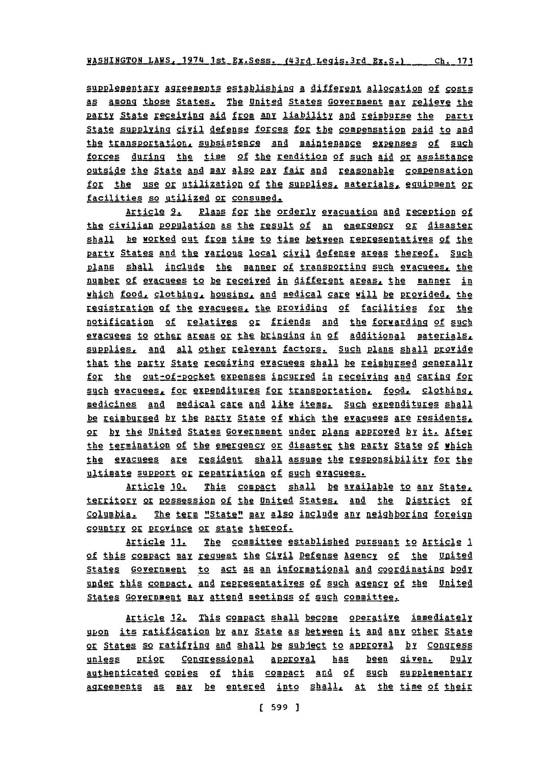supplementary agreements establishing a different allocation of costs as among those States. The United States Government may relieve the party State receiving aid from any liability and reimburse the party State supplying civil defense forces for the compensation paid to and the transportation, subsistence and maintenance expenses of such forces during the time of the rendition of such aid or assistance outside the State and may also pay fair and reasonable compensation for the use or utilization of the supplies, materials, equipment or facilities so utilized or consumed.

Article 9. Plans for the orderly evacuation and reception of the civilian population as the result of an emergency or disaster shall be worked out from time to time between representatives of the party States and the various local civil defense areas thereof. Such plans shall include the manner of transporting such evacuees, the number of evacuees to be received in different areas, the manner in which food, clothing, housing, and medical care will be provided, the registration of the evacuees, the providing of facilities for the notification of relatives or friends and the forwarding of such evacuees to other areas or the bringing in of additional materials, supplies, and all other relevant factors. Such plans shall provide that the party State receiving evacuees shall be reimbursed generally for the out-of-pocket expenses incurred in receiving and caring for such evacuees, for expenditures for transportation, food, clothing, medicines and medical care and like items. Such expenditures shall be reimbursed by the party State of which the evacuees are residents, or by the United States Government under plans approved by it. After the termination of the emergency or disaster the party State of which the evacuees are resident shall assume the responsibility for the ultimate support or repatriation of such evacuees.

Article 10. This compact shall be available to any State, territory or possession of the United States, and the District of Columbia. The term "State" may also include any neighboring foreign country or province or state thereof.

Article 11. The committee established pursuant to Article 1 of this compact may request the Civil Defense Agency of the United States Government to act as an informational and coordinating body under this compact, and representatives of such agency of the United States Government may attend meetings of such committee.

Article 12. This compact shall become operative immediately upon its ratification by any State as between it and any other State or States so ratifying and shall be subject to approval by Congress unless prior Congressional approval has been given. Duly authenticated copies of this compact and of such supplementary agreements as may be entered into shall, at the time of their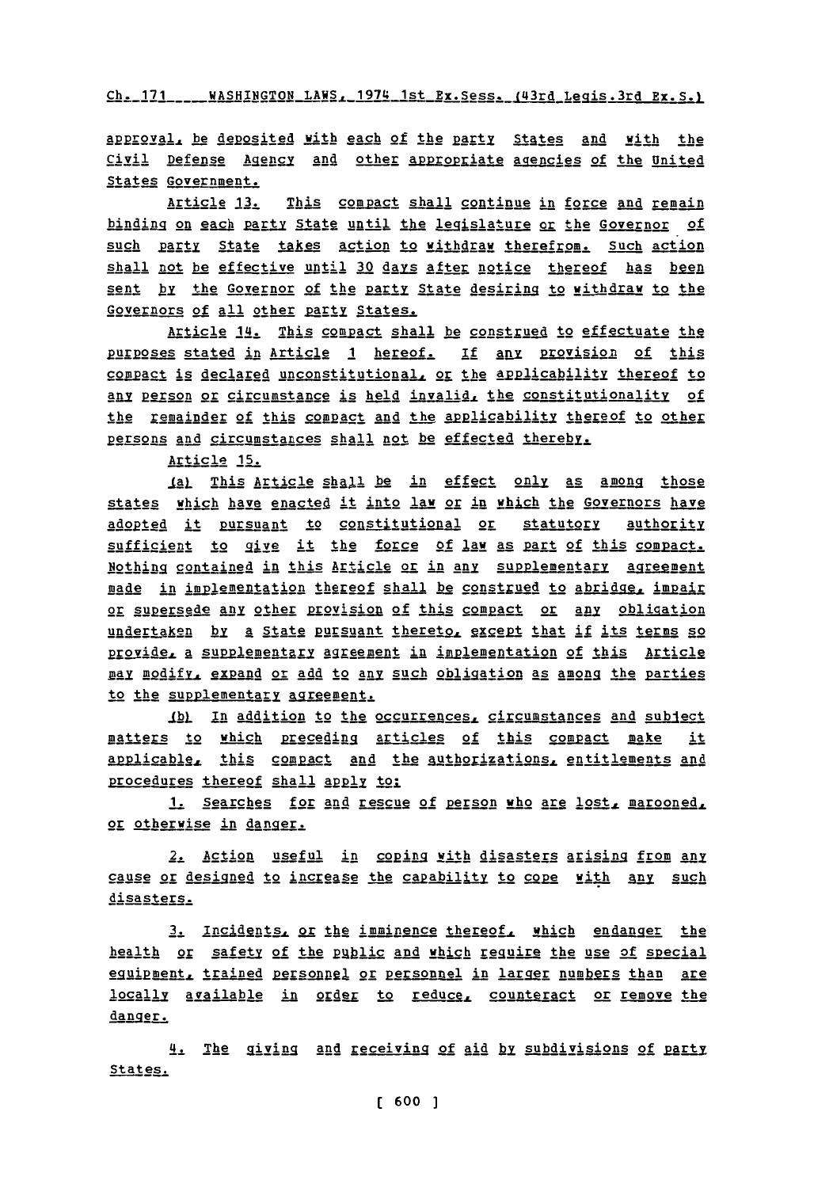approval, be deposited with each of the party States and with the Civil Defense Agency and other appropriate agencies of the United States Government.

Article 13. This compact shall continue in force and remain binding on each party State until the legislature or the Governor of such party State takes action to withdraw therefrom. Such action shall not be effective until 30 days after notice thereof has been sent by the Governor of the party State desiring to withdraw to the Governors of all other party States.

Article 14. This compact shall be construed to effectuate the purposes stated in Article 1 hereof. If any provision of this compact is declared unconstitutional, or the applicability thereof to any person or circumstance is held invalid, the constitutionality of the remainder of this compact and the applicability thereof to other persons and circumstances shall not be effected thereby.

Article 15.

(a) This Article shall be in effect only as among those states which have enacted it into law or in which the Governors have adopted it pursuant to constitutional or statutory authority sufficient to give it the force of law as part of this compact. Nothing contained in this Article or in any supplementary agreement made in implementation thereof shall be construed to abridge, impair or supersede any other provision of this compact or any obligation undertaken by a State pursuant thereto, except that if its terms so provide, a supplementary agreement in implementation of this Article may modify, expand or add to any such obligation as among the parties to the supplementary agreement.

(b) In addition to the occurrences, circumstances and subject matters to which preceding articles of this compact make it applicable, this compact and the authorizations, entitlements and procedures thereof shall apply to:

1. Searches for and rescue of person who are lost, marooned, or otherwise in danger.

2. Action useful in coping with disasters arising from any cause or designed to increase the capability to cope with any such disasters.

3. Incidents, or the imminence thereof, which endanger the health or safety of the public and which require the use of special equipment, trained personnel or personnel in larger numbers than are locally available in order to reduce, counteract or remove the danger.

4. The giving and receiving of aid by subdivisions of party States.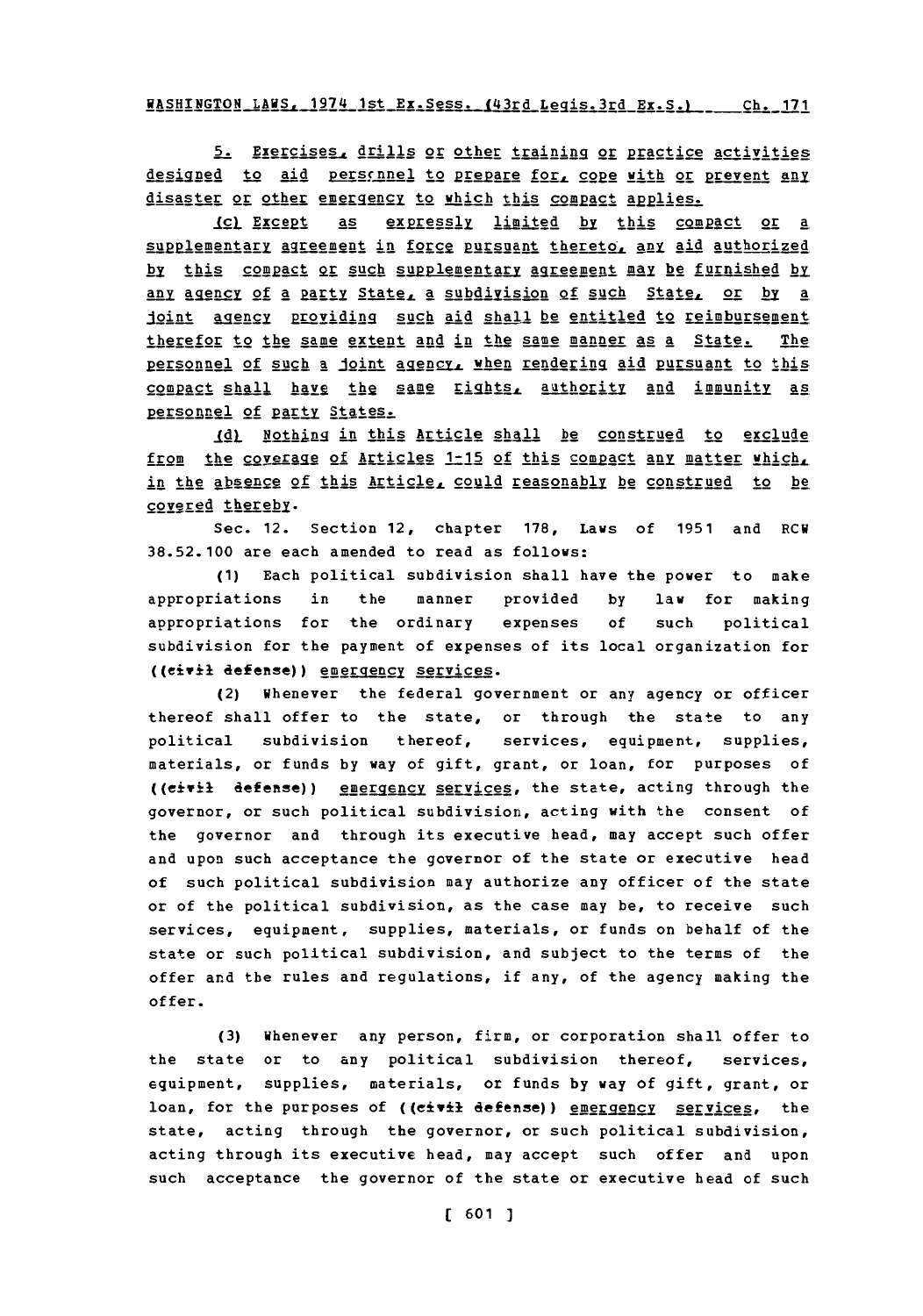5. Exercises, drills or other training or practice activities designed to aid personnel to prepare for, cope with or prevent any disaster or other emergency to which this compact applies.

(c) Except as expressly limited by this compact or a supplementary agreement in force pursuant thereto, any aid authorized by this compact or such supplementary agreement may be furnished by any agency of a party State, a subdivision of such State, or by a joint agency providing such aid shall be entitled to reimbursement therefor to the same extent and in the same manner as a State. The personnel of such a joint agency, when rendering aid pursuant to this compact shall have the same rights, authority and immunity as personnel of party States.

(d) Nothing in this Article shall be construed to exclude from the coverage of Articles 1-15 of this compact any matter which, in the absence of this Article, could reasonably be construed to be covered thereby.

Sec. 12. Section 12, chapter 178, Laws of 1951 and RCW 38.52.100 are each amended to read as follows:

(1) Each political subdivision shall have the power to make appropriations in the manner provided by law for making appropriations for the ordinary expenses of such political subdivision for the payment of expenses of its local organization for ((civil defense)) emergency services.

(2) Whenever the federal government or any agency or officer thereof shall offer to the state, or through the state to any political subdivision thereof, services, equipment, supplies, materials, or funds by way of gift, grant, or loan, for purposes of ((civil defense)) emergency services, the state, acting through the governor, or such political subdivision, acting with the consent of the governor and through its executive head, may accept such offer and upon such acceptance the governor of the state or executive head of such political subdivision may authorize any officer of the state or of the political subdivision, as the case may be, to receive such services, equipment, supplies, materials, or funds on behalf of the state or such political subdivision, and subject to the terms of the offer and the rules and regulations, if any, of the agency making the offer.

(3) Whenever any person, firm, or corporation shall offer to the state or to any political subdivision thereof, services, equipment, supplies, materials, or funds by way of gift, grant, or loan, for the purposes of ((civil defense)) emergency services, the state, acting through the governor, or such political subdivision, acting through its executive head, may accept such offer and upon such acceptance the governor of the state or executive head of such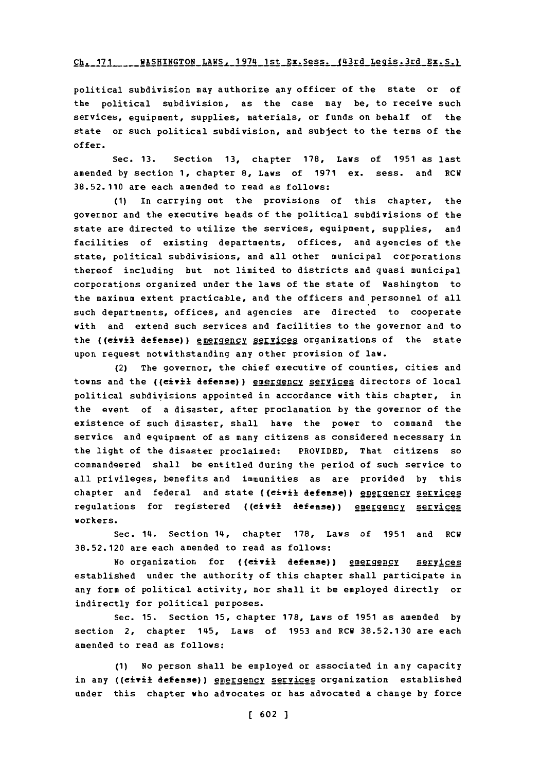political subdivision may authorize any officer of the state or of the political subdivision, as the case may be, to receive such services, equipment, supplies, materials, or funds on behalf of the state or such political subdivision, and subject to the terms of the offer.

Sec. 13. Section 13, chapter 178, Laws of 1951 as last amended by section 1, chapter 8, Laws of 1971 ex. sess. and RCW 38.52.110 are each amended to read as follows:

(1) In carrying out the provisions of this chapter, the governor and the executive heads of the political subdivisions of the state are directed to utilize the services, equipment, supplies, and facilities of existing departments, offices, and agencies of the state, political subdivisions, and all other municipal corporations thereof including but not limited to districts and quasi municipal corporations organized under the laws of the state of Washington to the maximum extent practicable, and the officers and personnel of all such departments, offices, and agencies are directed to cooperate with and extend such services and facilities to the governor and to the ((civil defense)) emergency services organizations of the state upon request notwithstanding any other provision of law.

(2) The governor, the chief executive of counties, cities and towns and the ((civil defense)) emergency services directors of local political subdivisions appointed in accordance with this chapter, in the event of a disaster, after proclamation by the governor of the existence of such disaster, shall have the power to command the service and equipment of as many citizens as considered necessary in the light of the disaster proclaimed: PROVIDED, That citizens so commandeered shall be entitled during the period of such service to all privileges, benefits and immunities as are provided by this chapter and federal and state ((civil defense)) emergency services regulations for registered ((civil defense)) emergency services workers.

Sec. 14. Section 14, chapter 178, Laws of 1951 and RCW 38.52.120 are each amended to read as follows:

No organization for ((civil defense)) emergency services established under the authority of this chapter shall participate in any form of political activity, nor shall it be employed directly or indirectly for political purposes.

Sec. 15. Section 15, chapter 178, Laws of 1951 as amended by section 2, chapter 145, Laws of 1953 and RCW 38.52.130 are each amended to read as follows:

(1) No person shall be employed or associated in any capacity in any ((civil defense)) emergency services organization established under this chapter who advocates or has advocated a change by force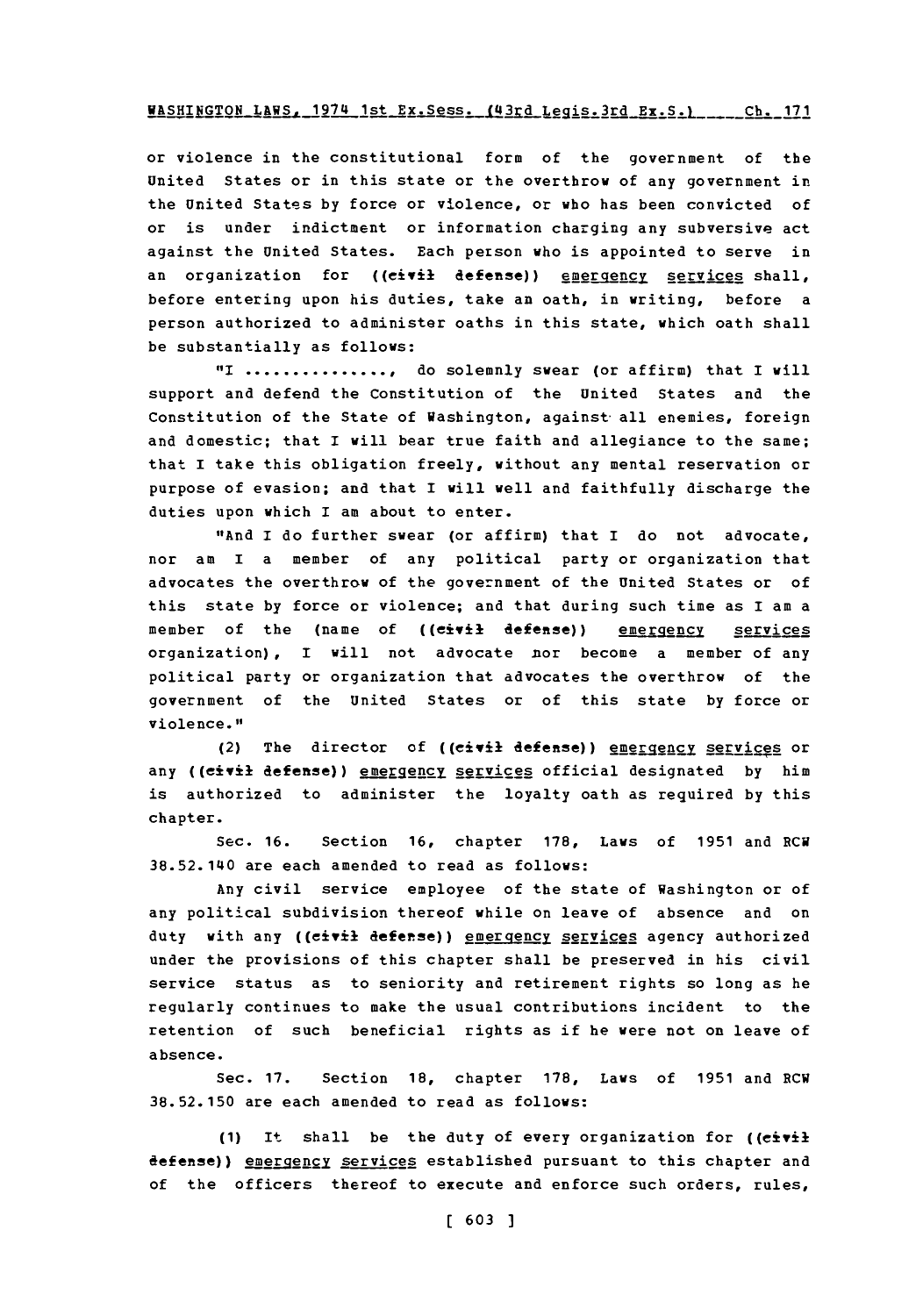or violence in the constitutional form of the government of the United States or in this state or the overthrow of any government in the United States by force or violence, or who has been convicted of or is under indictment or information charging any subversive act against the United States. Each person who is appointed to serve in an organization for ((civil defense)) emergency services shall, before entering upon his duties, take an oath, in writing, before a person authorized to administer oaths in this state, which oath shall be substantially as follows:

"I ..............., do solemnly swear (or affirm) that I will support and defend the Constitution of the United States and the Constitution of the State of Washington, against all enemies, foreign and domestic; that I will bear true faith and allegiance to the same; that I take this obligation freely, without any mental reservation or purpose of evasion; and that I will well and faithfully discharge the duties upon which I am about to enter.

"And I do further swear (or affirm) that I do not advocate, nor am I a member of any political party or organization that advocates the overthrow of the government of the United States or of this state by force or violence; and that during such time as I am a member of the (name of ((civil defense)) emergency services organization), I will not advocate nor become a member of any political party or organization that advocates the overthrow of the government of the United States or of this state by force or violence."

(2) The director of ((civil defense)) emergency services or any ((civil defense)) emergency services official designated by him is authorized to administer the loyalty oath as required by this chapter.

Sec. 16. Section 16, chapter 178, Laws of 1951 and RCW 38.52.140 are each amended to read as follows:

Any civil service employee of the state of Washington or of any political subdivision thereof while on leave of absence and on duty with any ((civil defense)) emergency services agency authorized under the provisions of this chapter shall be preserved in his civil service status as to seniority and retirement rights so long as he regularly continues to make the usual contributions incident to the retention of such beneficial rights as if he were not on leave of absence.

Sec. 17. Section 18, chapter 178, Laws of 1951 and RCW 38.52.150 are each amended to read as follows:

(1) It shall be the duty of every organization for ((civil defense)) emergency services established pursuant to this chapter and of the officers thereof to execute and enforce such orders, rules,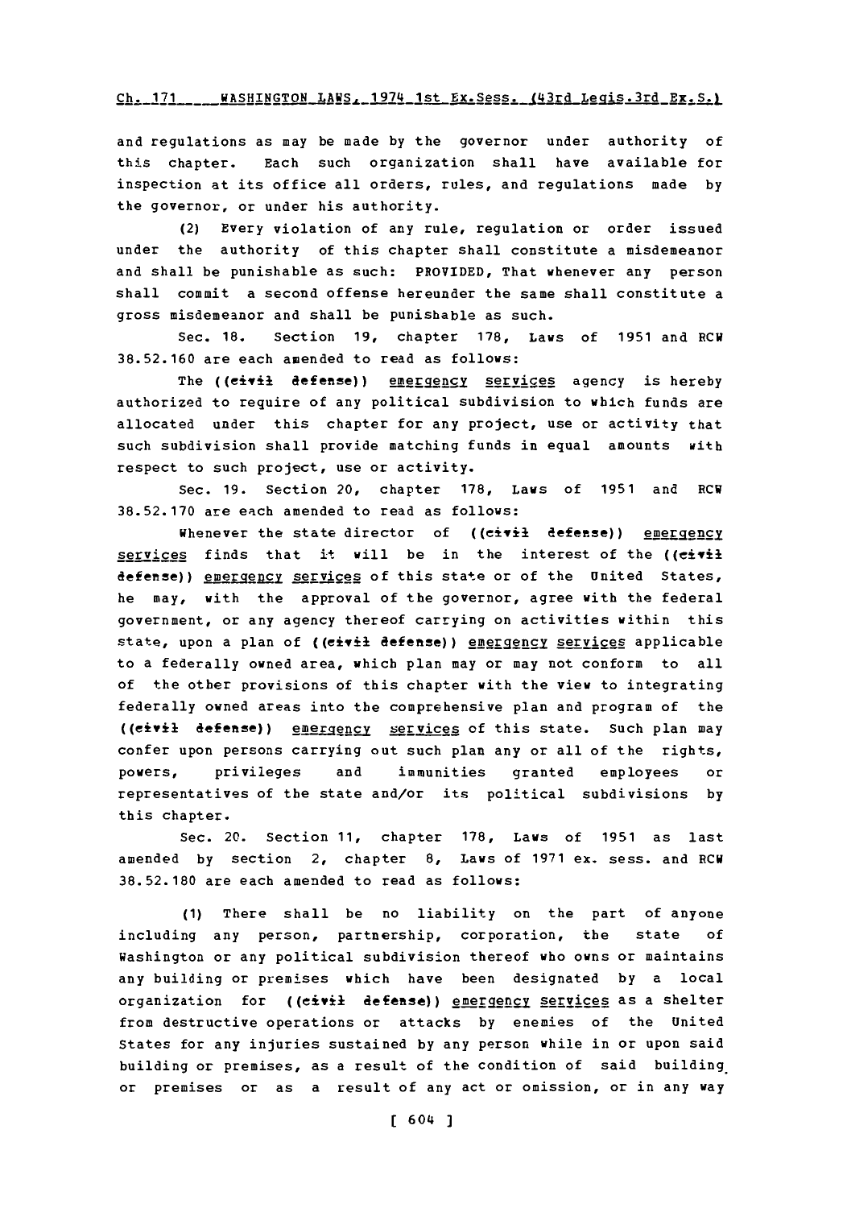and regulations as may be made by the governor under authority of this chapter. Each such organization shall have available for inspection at its office all orders, rules, and regulations made by the governor, or under his authority.

(2) Every violation of any rule, regulation or order issued under the authority of this chapter shall constitute a misdemeanor and shall be punishable as such: PROVIDED, That whenever any person shall commit a second offense hereunder the same shall constitute a gross misdemeanor and shall be punishable as such.

Sec. 18. Section 19, chapter 178, Laws of 1951 and RCW 38.52.160 are each amended to read as follows:

The ((civil defense)) emergency services agency is hereby authorized to require of any political subdivision to which funds are allocated under this chapter for any project, use or activity that such subdivision shall provide matching funds in equal amounts with respect to such project, use or activity.

Sec. 19. Section 20, chapter 178, Laws of 1951 and RCW 38.52.170 are each amended to read as follows:

Whenever the state director of ((civil defense)) emergency services finds that it will be in the interest of the ((civil defense)) emergency services of this state or of the United States, he may, with the approval of the governor, agree with the federal government, or any agency thereof carrying on activities within this state, upon a plan of ((civil defense)) emergency services applicable to a federally owned area, which plan may or may not conform to all of the other provisions of this chapter with the view to integrating federally owned areas into the comprehensive plan and program of the ((civil defense)) emergency services of this state. Such plan may confer upon persons carrying out such plan any or all of the rights, powers, privileges and immunities granted employees or representatives of the state and/or its political subdivisions by this chapter.

Sec. 20. Section 11, chapter 178, Laws of 1951 as last amended by section 2, chapter 8, Laws of 1971 ex. sess. and RCW 38.52.180 are each amended to read as follows:

(1) There shall be no liability on the part of anyone including any person, partnership, corporation, the state of Washington or any political subdivision thereof who owns or maintains any building or premises which have been designated by a local organization for ((civil defense)) emergency services as a shelter from destructive operations or attacks by enemies of the United States for any injuries sustained by any person while in or upon said building or premises, as a result of the condition of said building or premises or as a result of any act or omission, or in any way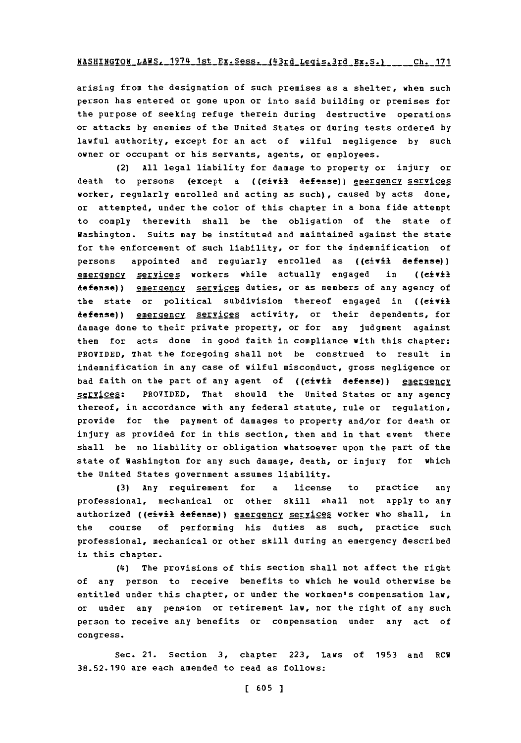arising from the designation of such premises as a shelter, when such person has entered or gone upon or into said building or premises for the purpose of seeking refuge therein during destructive operations or attacks by enemies of the United States or during tests ordered by lawful authority, except for an act of wilful negligence by such owner or occupant or his servants, agents, or employees.

(2) All legal liability for damage to property or injury or death to persons (except a ((civil defense)) emergency services worker, regularly enrolled and acting as such), caused by acts done, or attempted, under the color of this chapter in a bona fide attempt to comply therewith shall be the obligation of the state of Washington. Suits may be instituted and maintained against the state for the enforcement of such liability, or for the indemnification of persons appointed and regularly enrolled as ((civil defense)) emergency services workers while actually engaged in ((civil defense)) emergency services duties, or as members of any agency of the state or political subdivision thereof engaged in ((civil defense)) emergency services activity, or their dependents, for damage done to their private property, or for any judgment against them for acts done in good faith in compliance with this chapter: PROVIDED, That the foregoing shall not be construed to result in indemnification in any case of wilful misconduct, gross negligence or bad faith on the part of any agent of ((civil defense)) emergency services: PROVIDED, That should the United States or any agency thereof, in accordance with any federal statute, rule or regulation, provide for the payment of damages to property and/or for death or injury as provided for in this section, then and in that event there shall be no liability or obligation whatsoever upon the part of the state of Washington for any such damage, death, or injury for which the United States government assumes liability.

(3) Any requirement for a license to practice any professional, mechanical or other skill shall not apply to any authorized ((civil defense)) emergency services worker who shall, in the course of performing his duties as such, practice such professional, mechanical or other skill during an emergency described in this chapter.

(4) The provisions of this section shall not affect the right of any person to receive benefits to which he would otherwise be entitled under this chapter, or under the workmen's compensation law, or under any pension or retirement law, nor the right of any such person to receive any benefits or compensation under any act of congress.

Sec. 21. Section 3, chapter 223, Laws of 1953 and RCW 38.52.190 are each amended to read as follows: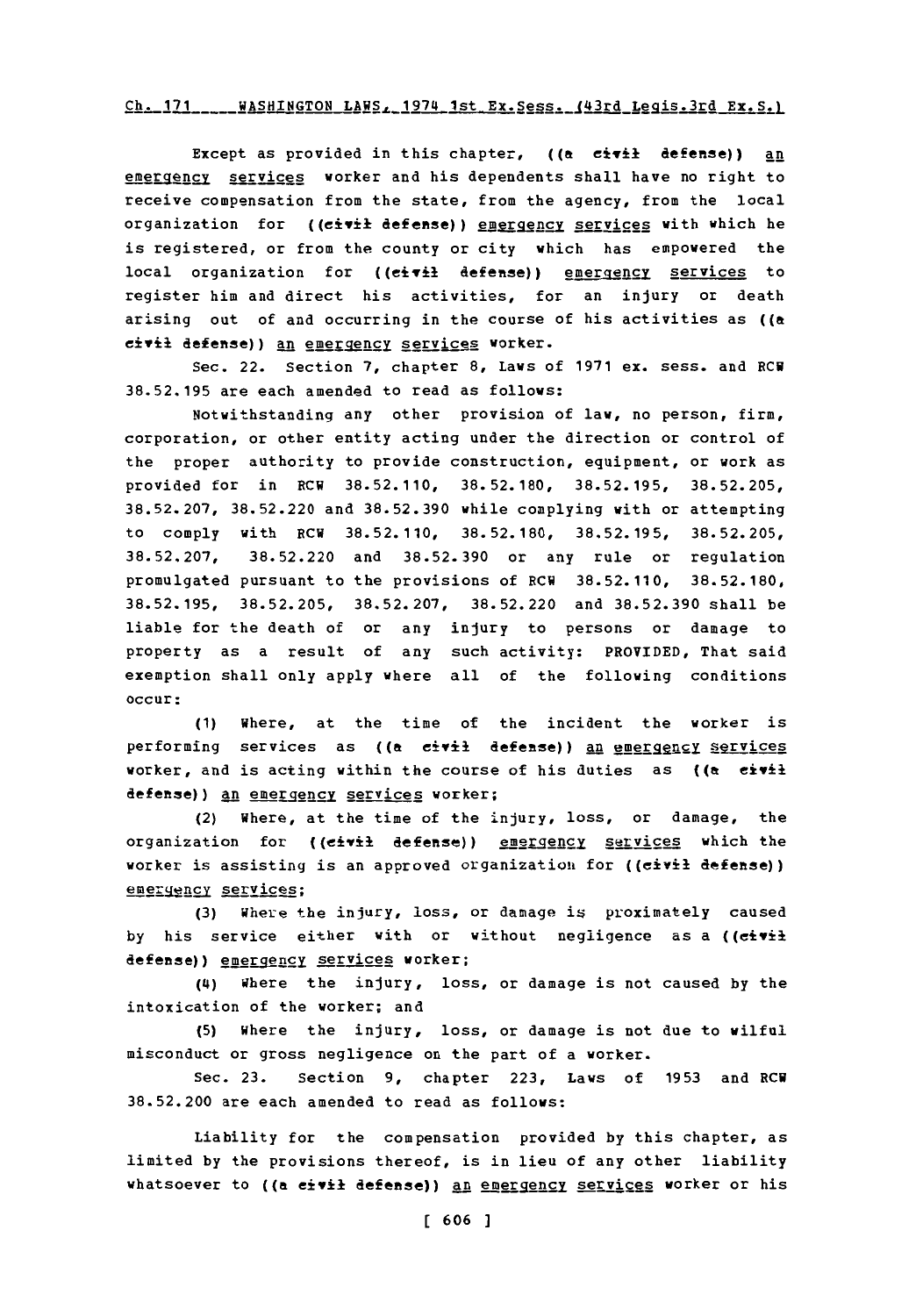Except as provided in this chapter, ((a civil defense)) an emergency services worker and his dependents shall have no right to receive compensation from the state, from the agency, from the local organization for ((civil defense)) emergency services with which he is registered, or from the county or city which has empowered the local organization for ((civil defense)) emergency services to register him and direct his activities, for an injury or death arising out of and occurring in the course of his activities as ((a civil defense)) an emergency services worker.

Sec. 22. Section 7, chapter 8, Laws of 1971 ex. sess. and RCW 38.52.195 are each amended to read as follows:

Notwithstanding any other provision of law, no person, firm, corporation, or other entity acting under the direction or control of the proper authority to provide construction, equipment, or work as provided for in RCW 38.52.110, 38.52.180, 38.52.195, 38.52.205, 38.52.207, 38.52.220 and 38.52.390 while complying with or attempting to comply with RCW 38.52.110, 38.52.180, 38.52.195, 38.52.205, 38.52.207, 38.52.220 and 38.52.390 or any rule or regulation promulgated pursuant to the provisions of RCW 38.52.110, 38.52.180, 38.52.195, 38.52.205, 38.52.207, 38.52.220 and 38.52.390 shall be liable for the death of or any injury to persons or damage to property as a result of any such activity: PROVIDED, That said exemption shall only apply where all of the following conditions occur:

(1) Where, at the time of the incident the worker is performing services as ((a civil defense)) an emergency services worker, and is acting within the course of his duties as ((a civil defense)) an emergency services worker;

(2) Where, at the time of the injury, loss, or damage, the organization for ((civil defense)) emergency services which the worker is assisting is an approved organization for ((civil defense)) emergency services;

(3) Where the injury, loss, or damage is proximately caused by his service either with or without negligence as a ((civil defense)) emergency services worker;

(4) Where the injury, loss, or damage is not caused by the intoxication of the worker; and

(5) Where the injury, loss, or damage is not due to wilful misconduct or gross negligence on the part of a worker.

Sec. 23. Section 9, chapter 223, Laws of 1953 and RCW 38.52.200 are each amended to read as follows:

Liability for the compensation provided by this chapter, as limited by the provisions thereof, is in lieu of any other liability whatsoever to ((a civil defense)) an emergency services worker or his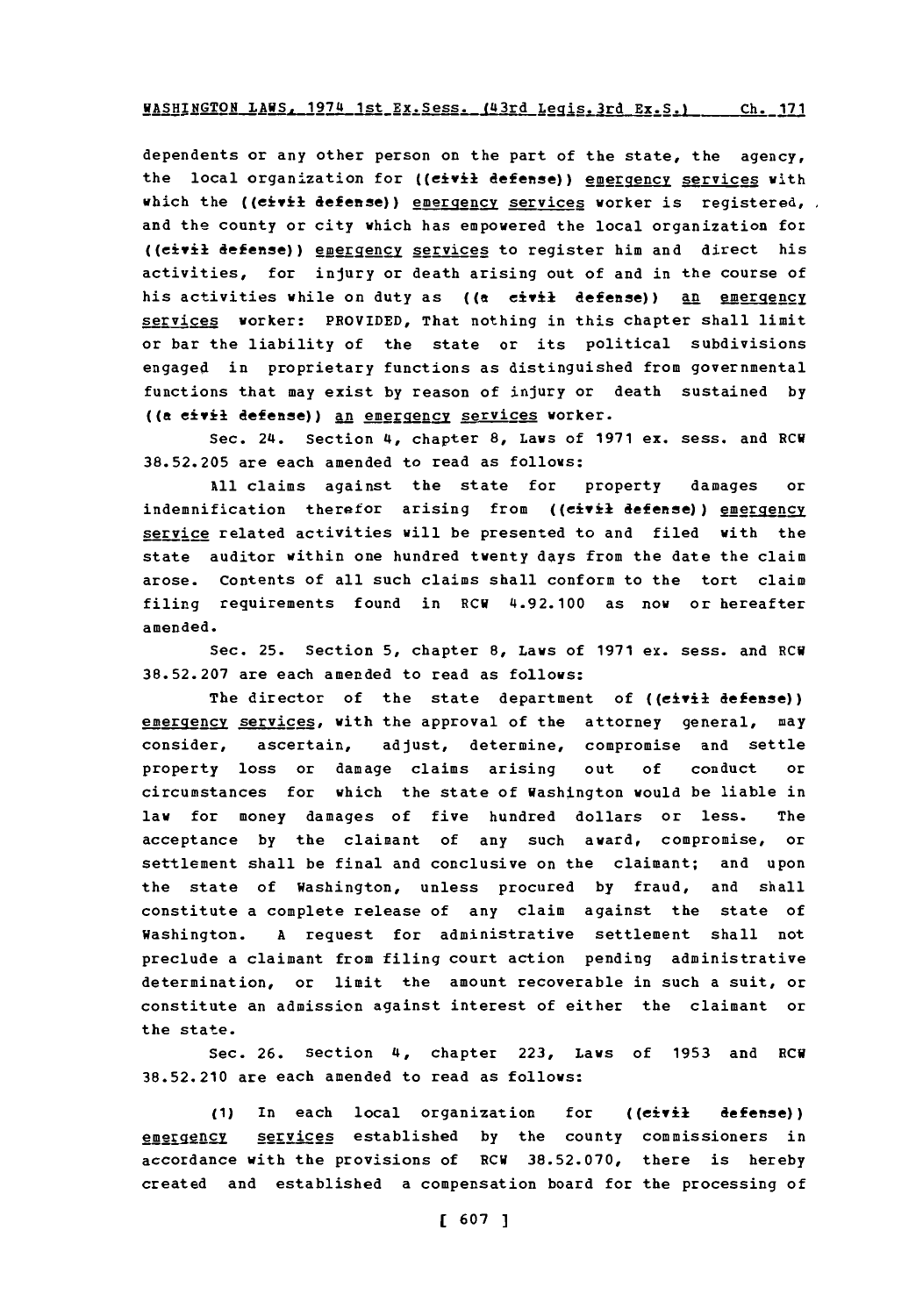dependents or any other person on the part of the state, the agency, the local organization for ((civil defense)) emergency services with which the ((civil defense)) emergency services worker is registered, and the county or city which has empowered the local organization for ((civil defense)) emergency services to register him and direct his activities, for injury or death arising out of and in the course of his activities while on duty as ((a civil defense)) an emergency services worker: PROVIDED, That nothing in this chapter shall limit or bar the liability of the state or its political subdivisions engaged in proprietary functions as distinguished from governmental functions that may exist by reason of injury or death sustained by ((a civil defense)) an emergency services worker.

Sec. 24. Section 4, chapter 8, Laws of 1971 ex. sess. and RCW 38.52.205 are each amended to read as follows:

All claims against the state for property damages or indemnification therefor arising from ((civil defense)) emergency service related activities will be presented to and filed with the state auditor within one hundred twenty days from the date the claim arose. Contents of all such claims shall conform to the tort claim filing requirements found in RCW 4.92.100 as now or hereafter amended.

Sec. 25. Section 5, chapter 8, Laws of 1971 ex. sess. and RCW 38.52.207 are each amended to read as follows:

The director of the state department of ((civil defense)) emergency services, with the approval of the attorney general, may consider, ascertain, adjust, determine, compromise and settle property loss or damage claims arising out of conduct or circumstances for which the state of Washington would be liable in law for money damages of five hundred dollars or less. The acceptance by the claimant of any such award, compromise, or settlement shall be final and conclusive on the claimant; and upon the state of Washington, unless procured by fraud, and shall constitute a complete release of any claim against the state of Washington. A request for administrative settlement shall not preclude a claimant from filing court action pending administrative determination, or limit the amount recoverable in such a suit, or constitute an admission against interest of either the claimant or the state.

Sec. 26. Section 4, chapter 223, Laws of 1953 and RCW 38.52.210 are each amended to read as follows:

(1) In each local organization for ((civil defense)) emergency services established by the county commissioners in accordance with the provisions of RCW 38.52.070, there is hereby created and established a compensation board for the processing of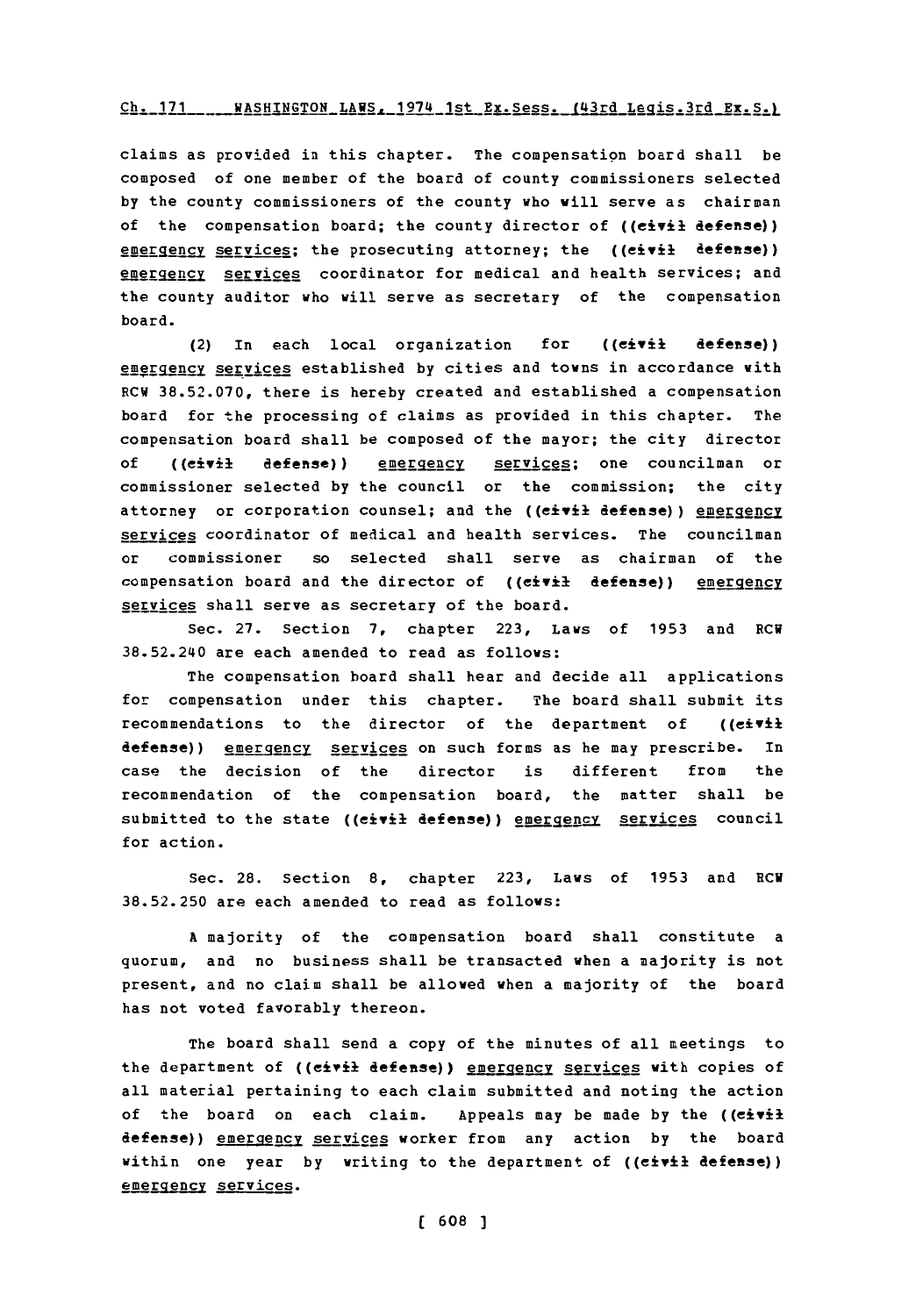claims as provided in this chapter. The compensation board shall be composed of one member of the board of county commissioners selected by the county commissioners of the county who will serve as chairman of the compensation board; the county director of ((civil defense)) emergency services; the prosecuting attorney; the ((civil defense)) emergency services coordinator for medical and health services; and the county auditor who will serve as secretary of the compensation board.

(2) In each local organization for ((civil defense)) emergency services established by cities and towns in accordance with RCW 38.52.070, there is hereby created and established a compensation board for the processing of claims as provided in this chapter. The compensation board shall be composed of the mayor; the city director of ((civil defense)) emergency services; one councilman or commissioner selected by the council or the commission; the city attorney or corporation counsel; and the ((civil defense)) emergency services coordinator of medical and health services. The councilman or commissioner so selected shall serve as chairman of the compensation board and the director of ((civil defense)) emergency services shall serve as secretary of the board.

Sec. 27. Section 7, chapter 223, Laws of 1953 and RCW 38.52.240 are each amended to read as follows:

The compensation board shall hear and decide all applications for compensation under this chapter. The board shall submit its recommendations to the director of the department of ((civil defense)) emergency services on such forms as he may prescribe. In case the decision of the director is different from the recommendation of the compensation board, the matter shall be submitted to the state ((civil defense)) emergency services council for action.

Sec. 28. Section 8, chapter 223, Laws of 1953 and RCW 38.52.250 are each amended to read as follows:

A majority of the compensation board shall constitute a quorum, and no business shall be transacted when a majority is not present, and no claim shall be allowed when a majority of the board has not voted favorably thereon.

The board shall send a copy of the minutes of all meetings to the department of ((civil defense)) emergency services with copies of all material pertaining to each claim submitted and noting the action of the board on each claim. Appeals may be made by the ((civil defense)) emergency services worker from any action by the board within one year by writing to the department of ((civil defense)) emergency services.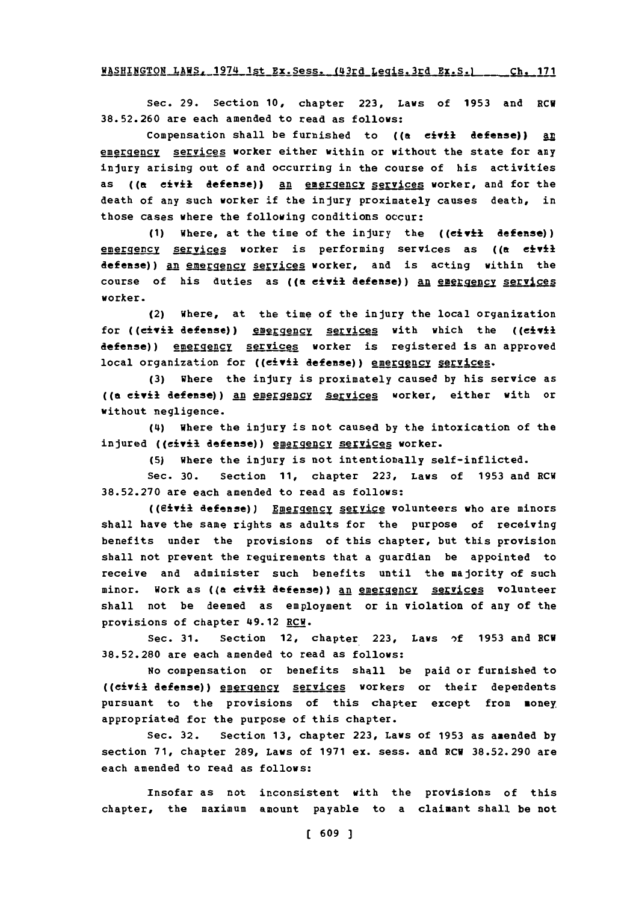Sec. 29. Section 10, chapter 223, Laws of 1953 and RCW 38.52.260 are each amended to read as follows:

Compensation shall be furnished to ((a civil defense)) an emergency services worker either within or without the state for any injury arising out of and occurring in the course of his activities as ((a civil defense)) an emergency services worker, and for the death of any such worker if the injury proximately causes death, in those cases where the following conditions occur:

(1) Where, at the time of the injury the ((civil defense)) emergency services worker is performing services as ((a civil defense)) an emergency services worker, and is acting within the course of his duties as ((a civil defense)) an emergency services worker.

(2) Where, at the time of the injury the local organization for ((civil defense)) emergency services with which the ((civil defense)) emergency services worker is registered is an approved local organization for ((civil defense)) emergency services.

(3) Where the injury is proximately caused by his service as ((a civil defense)) an emergency services worker, either with or without negligence.

(4) Where the injury is not caused by the intoxication of the injured ((civil defense)) emergency services worker.

(5) Where the injury is not intentionally self-inflicted.

Sec. 30. Section 11, chapter 223, Laws of 1953 and RCW 38.52.270 are each amended to read as follows:

((Civil defense)) Emergency service volunteers who are minors shall have the same rights as adults for the purpose of receiving benefits under the provisions of this chapter, but this provision shall not prevent the requirements that a guardian be appointed to receive and administer such benefits until the majority of such minor. Work as ((a civil defense)) an emergency services volunteer shall not be deemed as employment or in violation of any of the provisions of chapter 49.12 RCW.

Sec. 31. Section 12, chapter 223, Laws of 1953 and RCW 38.52.280 are each amended to read as follows:

No compensation or benefits shall be paid or furnished to ((civil defense)) emergency services workers or their dependents pursuant to the provisions of this chapter except from money appropriated for the purpose of this chapter.

Sec. 32. Section 13, chapter 223, Laws of 1953 as amended by section 71, chapter 289, Laws of 1971 ex. sess. and RCW 38.52.290 are each amended to read as follows:

Insofar as not inconsistent with the provisions of this chapter, the maximum amount payable to a claimant shall be not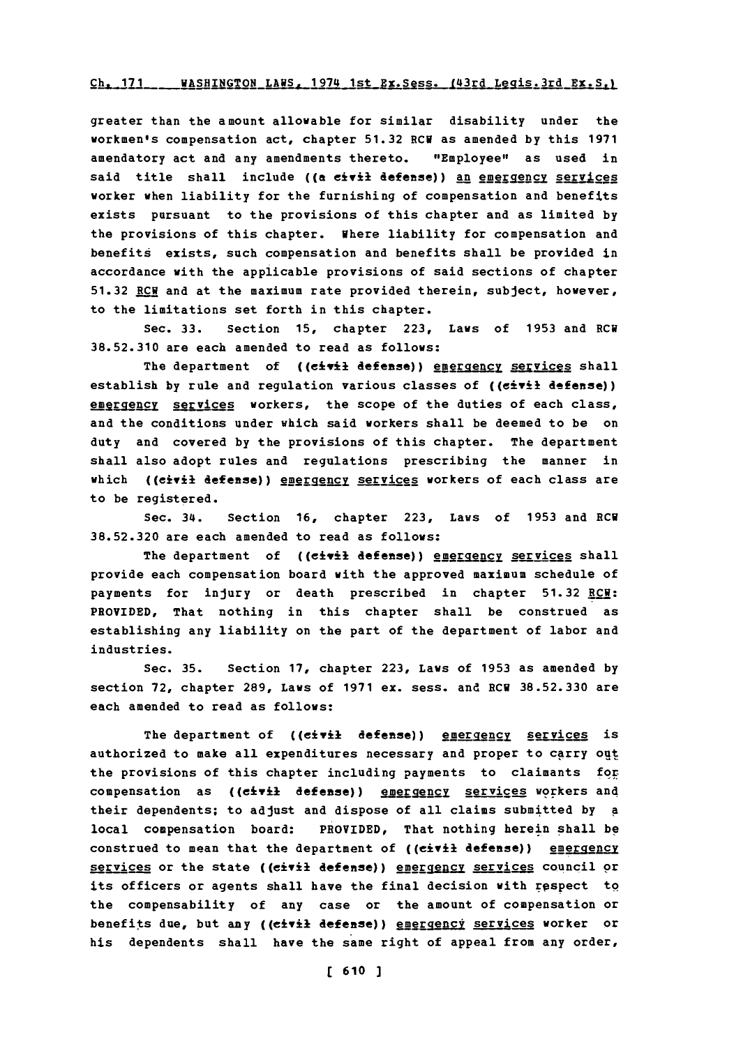greater than the amount allowable for similar disability under the workmen's compensation act, chapter 51.32 RCW as amended by this 1971 amendatory act and any amendments thereto. "Employee" as used in said title shall include ((a civil defense)) an emergency services worker when liability for the furnishing of compensation and benefits exists pursuant to the provisions of this chapter and as limited by the provisions of this chapter. Where liability for compensation and benefits exists, such compensation and benefits shall be provided in accordance with the applicable provisions of said sections of chapter 51.32 RCW and at the maximum rate provided therein, subject, however, to the limitations set forth in this chapter.

Sec. 33. Section 15, chapter 223, Laws of 1953 and RCW 38.52.310 are each amended to read as follows:

The department of ((civil defense)) emergency services shall establish by rule and regulation various classes of ((civil defense)) emergency services workers, the scope of the duties of each class, and the conditions under which said workers shall be deemed to be on duty and covered by the provisions of this chapter. The department shall also adopt rules and regulations prescribing the manner in which ((civil defense)) emergency services workers of each class are to be registered.

Sec. 34. Section 16, chapter 223, Laws of 1953 and RCW 38.52.320 are each amended to read as follows:

The department of ((civil defense)) emergency services shall provide each compensation board with the approved maximum schedule of payments for injury or death prescribed in chapter 51.32 RCW: PROVIDED, That nothing in this chapter shall be construed as establishing any liability on the part of the department of labor and industries.

Sec. 35. Section 17, chapter 223, Laws of 1953 as amended by section 72, chapter 289, Laws of 1971 ex. sess. and RCW 38.52.330 are each amended to read as follows:

The department of ((civil defense)) emergency services is authorized to make all expenditures necessary and proper to carry out the provisions of this chapter including payments to claimants for compensation as ((civil defense)) emergency services workers and their dependents; to adjust and dispose of all claims submitted by a local compensation board: PROVIDED, That nothing herein shall be construed to mean that the department of ((civil defense)) emergency services or the state ((civil defense)) emergency services council or its officers or agents shall have the final decision with respect to the compensability of any case or the amount of compensation or benefits due, but any ((civil defense)) emergency services worker or his dependents shall have the same right of appeal from any order,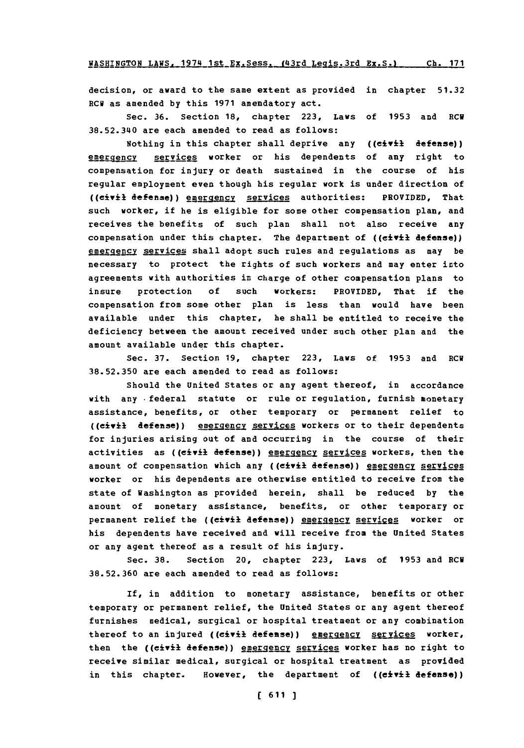decision, or award to the same extent as provided in chapter 51.32 RCW as amended by this 1971 amendatory act.

Sec. 36. Section 18, chapter 223, Laws of 1953 and RCW 38.52.340 are each amended to read as follows:

Nothing in this chapter shall deprive any ((civil defense)) emergency services worker or his dependents of any right to compensation for injury or death sustained in the course of his regular employment even though his regular work is under direction of ((civil defense)) emergency services authorities: PROVIDED, That such worker, if he is eligible for some other compensation plan, and receives the benefits of such plan shall not also receive any compensation under this chapter. The department of ((civil defense)) emergency services shall adopt such rules and regulations as may be necessary to protect the rights of such workers and may enter into agreements with authorities in charge of other compensation plans to insure protection of such workers: PROVIDED, That if the compensation from some other plan is less than would have been available under this chapter, he shall be entitled to receive the deficiency between the amount received under such other plan and the amount available under this chapter.

Sec. 37. Section 19, chapter 223, Laws of 1953 and RCW 38.52.350 are each amended to read as follows:

Should the United States or any agent thereof, in accordance with any federal statute or rule or regulation, furnish monetary assistance, benefits, or other temporary or permanent relief to ((civil defense)) emergency services workers or to their dependents for injuries arising out of and occurring in the course of their activities as ((civil defense)) emergency services workers, then the amount of compensation which any ((civil defense)) emergency services worker or his dependents are otherwise entitled to receive from the state of Washington as provided herein, shall be reduced by the amount of monetary assistance, benefits, or other temporary or permanent relief the ((civil defense)) emergency services worker or his dependents have received and will receive from the United States or any agent thereof as a result of his injury.

Sec. 38. Section 20, chapter 223, Laws of 1953 and RCW 38.52.360 are each amended to read as follows:

If, in addition to monetary assistance, benefits or other temporary or permanent relief, the United States or any agent thereof furnishes medical, surgical or hospital treatment or any combination thereof to an injured ((civil defense)) emergency services worker, then the ((civil defense)) emergency services worker has no right to receive similar medical, surgical or hospital treatment as provided in this chapter. However, the department of ((civil defense))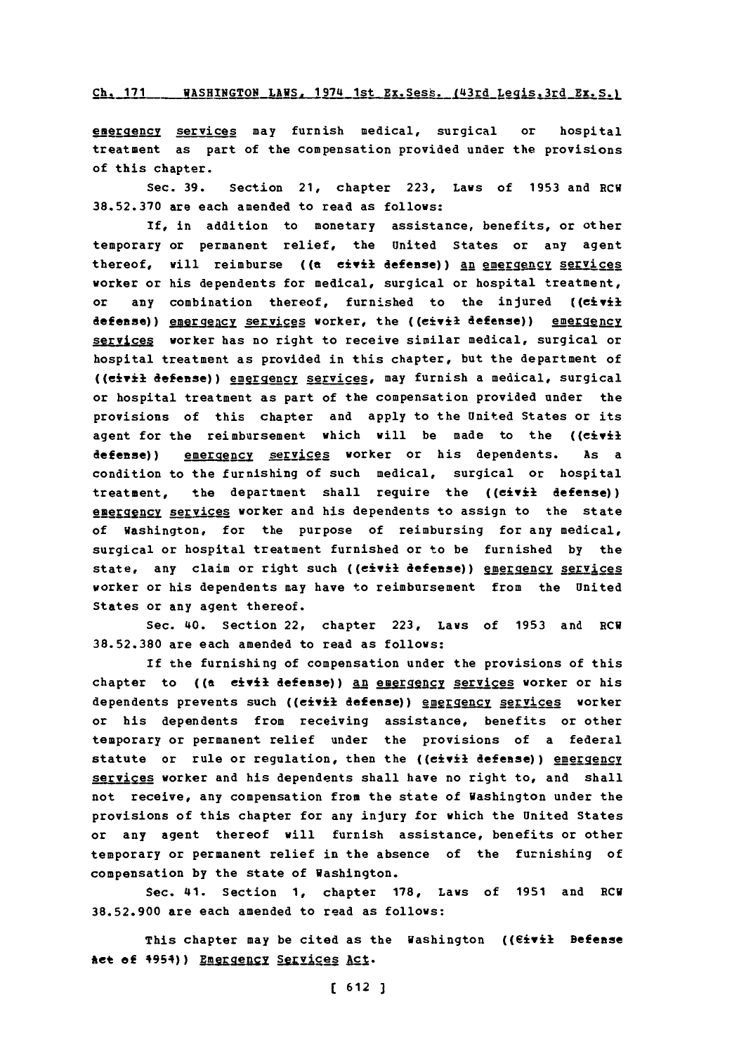emergency services may furnish medical, surgical or hospital treatment as part of the compensation provided under the provisions of this chapter.

Sec. 39. Section 21, chapter 223, Laws of 1953 and RCW 38.52.370 are each amended to read as follows:

If, in addition to monetary assistance, benefits, or other temporary or permanent relief, the United States or any agent thereof, will reimburse ((a civil defense)) an emergency services worker or his dependents for medical, surgical or hospital treatment, or any combination thereof, furnished to the injured ((civil defense)) emergency services worker, the ((civil defense)) emergency services worker has no right to receive similar medical, surgical or hospital treatment as provided in this chapter, but the department of ((civil defense)) emergency services, may furnish a medical, surgical or hospital treatment as part of the compensation provided under the provisions of this chapter and apply to the United States or its agent for the reimbursement which will be made to the ((civil defense)) emergency services worker or his dependents. As a condition to the furnishing of such medical, surgical or hospital treatment, the department shall require the ((civil defense)) emergency services worker and his dependents to assign to the state of Washington, for the purpose of reimbursing for any medical, surgical or hospital treatment furnished or to be furnished by the state, any claim or right such ((civil defense)) emergency services worker or his dependents may have to reimbursement from the United States or any agent thereof.

Sec. 40. Section 22, chapter 223, Laws of 1953 and RCW 38.52.380 are each amended to read as follows:

If the furnishing of compensation under the provisions of this chapter to ((a civil defense)) an emergency services worker or his dependents prevents such ((civil defense)) emergency services worker or his dependents from receiving assistance, benefits or other temporary or permanent relief under the provisions of a federal statute or rule or regulation, then the ((civil defense)) emergency services worker and his dependents shall have no right to, and shall not receive, any compensation from the state of Washington under the provisions of this chapter for any injury for which the United States or any agent thereof will furnish assistance, benefits or other temporary or permanent relief in the absence of the furnishing of compensation by the state of Washington.

Sec. 41. Section 1, chapter 178, Laws of 1951 and RCW 38.52.900 are each amended to read as follows:

This chapter may be cited as the Washington ((Civil Defense Act of 1951)) Emergency Services Act.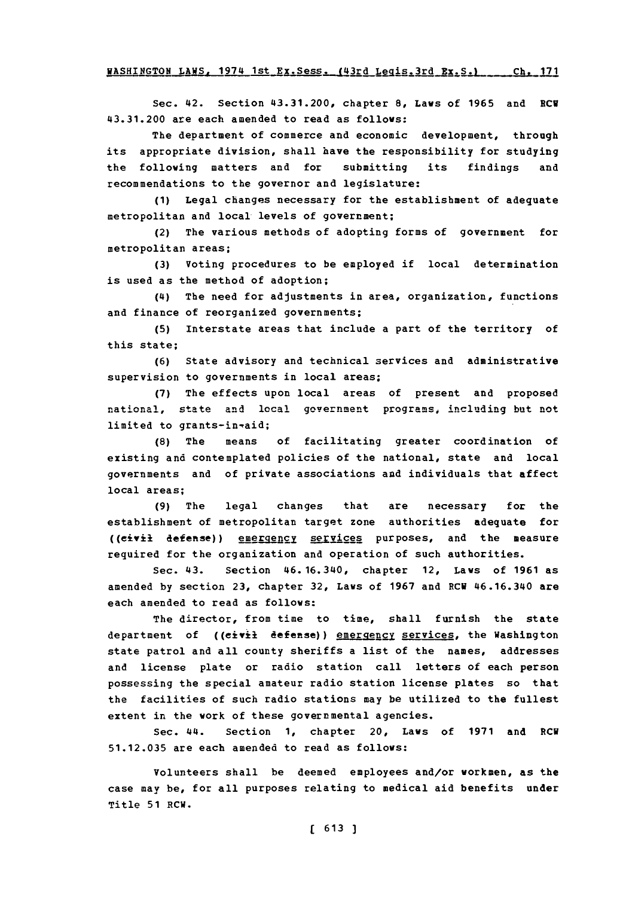Sec. 42. Section 43.31.200, chapter 8, Laws of 1965 and RCW 43.31.200 are each amended to read as follows:

The department of commerce and economic development, through its appropriate division, shall have the responsibility for studying the following matters and for submitting its findings and recommendations to the governor and legislature:

(1) Legal changes necessary for the establishment of adequate metropolitan and local levels of government;

(2) The various methods of adopting forms of government for metropolitan areas;

(3) Voting procedures to be employed if local determination is used as the method of adoption;

(4) The need for adjustments in area, organization, functions and finance of reorganized governments;

(5) Interstate areas that include a part of the territory of this state;

(6) State advisory and technical services and administrative supervision to governments in local areas;

(7) The effects upon local areas of present and proposed national, state and local government programs, including but not limited to grants-in-aid;

(8) The means of facilitating greater coordination of existing and contemplated policies of the national, state and local governments and of private associations and individuals that affect local areas;

(9) The legal changes that are necessary for the establishment of metropolitan target zone authorities adequate for ((~~civil defense~~)) emergency services purposes, and the measure required for the organization and operation of such authorities.

Sec. 43. Section 46.16.340, chapter 12, Laws of 1961 as amended by section 23, chapter 32, Laws of 1967 and RCW 46.16.340 are each amended to read as follows:

The director, from time to time, shall furnish the state department of ((~~civil defense~~)) emergency services, the Washington state patrol and all county sheriffs a list of the names, addresses and license plate or radio station call letters of each person possessing the special amateur radio station license plates so that the facilities of such radio stations may be utilized to the fullest extent in the work of these governmental agencies.

Sec. 44. Section 1, chapter 20, Laws of 1971 and RCW 51.12.035 are each amended to read as follows:

Volunteers shall be deemed employees and/or workmen, as the case may be, for all purposes relating to medical aid benefits under Title 51 RCW.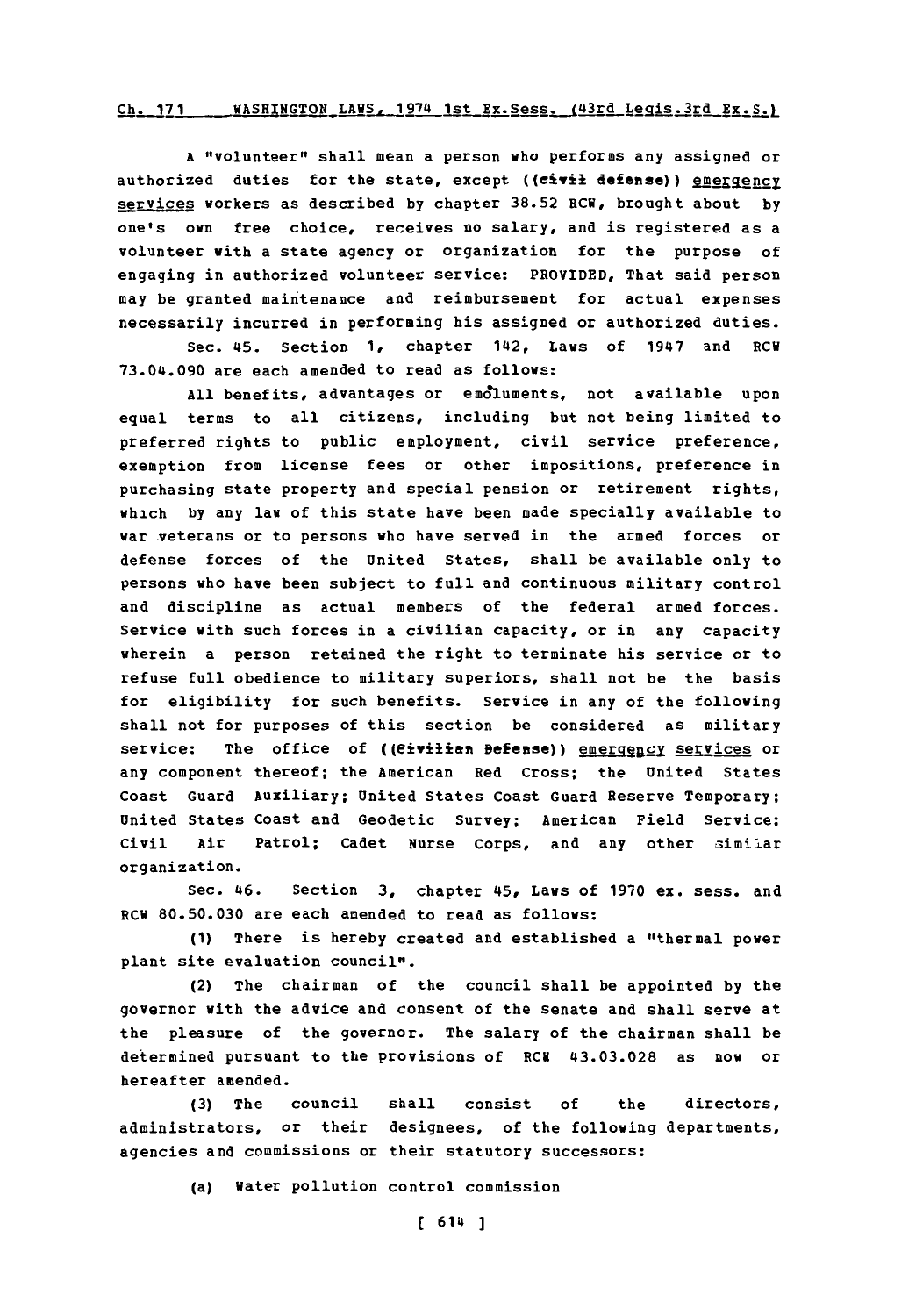A "volunteer" shall mean a person who performs any assigned or authorized duties for the state, except ((civil defense)) emergency services workers as described by chapter 38.52 RCW, brought about by one's own free choice, receives no salary, and is registered as a volunteer with a state agency or organization for the purpose of engaging in authorized volunteer service: PROVIDED, That said person may be granted maintenance and reimbursement for actual expenses necessarily incurred in performing his assigned or authorized duties.

Sec. 45. Section 1, chapter 142, Laws of 1947 and RCW 73.04.090 are each amended to read as follows:

All benefits, advantages or emoluments, not available upon equal terms to all citizens, including but not being limited to preferred rights to public employment, civil service preference, exemption from license fees or other impositions, preference in purchasing state property and special pension or retirement rights, which by any law of this state have been made specially available to war veterans or to persons who have served in the armed forces or defense forces of the United States, shall be available only to persons who have been subject to full and continuous military control and discipline as actual members of the federal armed forces. Service with such forces in a civilian capacity, or in any capacity wherein a person retained the right to terminate his service or to refuse full obedience to military superiors, shall not be the basis for eligibility for such benefits. Service in any of the following shall not for purposes of this section be considered as military service: The office of ((Civilian Defense)) emergency services or any component thereof; the American Red Cross; the United States Coast Guard Auxiliary; United States Coast Guard Reserve Temporary; United States Coast and Geodetic Survey; American Field Service; Civil Air Patrol; Cadet Nurse Corps, and any other similar organization.

Sec. 46. Section 3, chapter 45, Laws of 1970 ex. sess. and RCW 80.50.030 are each amended to read as follows:

(1) There is hereby created and established a "thermal power plant site evaluation council".

(2) The chairman of the council shall be appointed by the governor with the advice and consent of the senate and shall serve at the pleasure of the governor. The salary of the chairman shall be determined pursuant to the provisions of RCW 43.03.028 as now or hereafter amended.

(3) The council shall consist of the directors, administrators, or their designees, of the following departments, agencies and commissions or their statutory successors:

(a) Water pollution control commission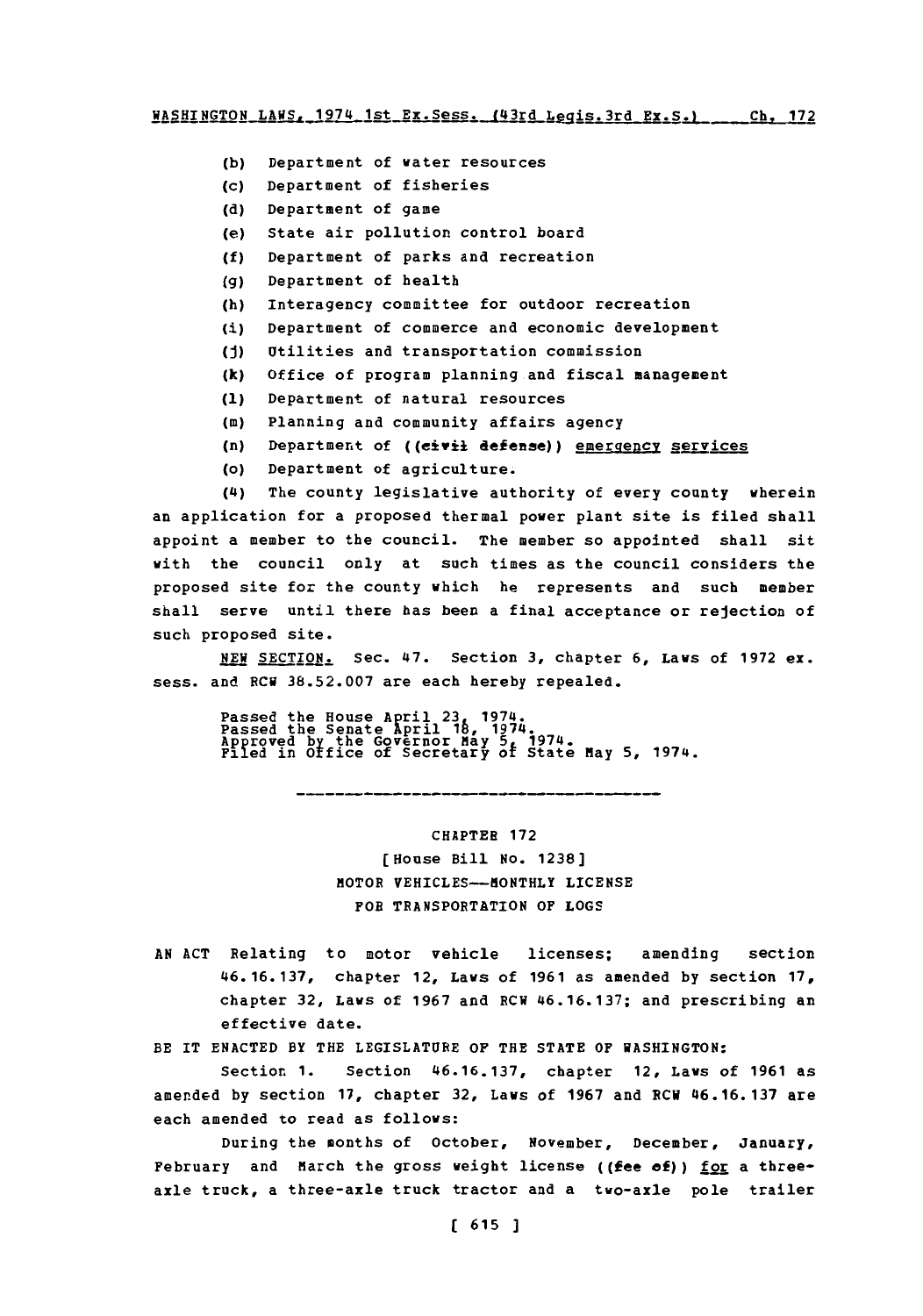(b) Department of water resources

(c) Department of fisheries

(d) Department of game

(e) State air pollution control board

(f) Department of parks and recreation

(g) Department of health

(h) Interagency committee for outdoor recreation

(i) Department of commerce and economic development

(j) Utilities and transportation commission

(k) Office of program planning and fiscal management

(l) Department of natural resources

(m) Planning and community affairs agency

(n) Department of ((civil defense)) emergency services

(o) Department of agriculture.

(4) The county legislative authority of every county wherein an application for a proposed thermal power plant site is filed shall appoint a member to the council. The member so appointed shall sit with the council only at such times as the council considers the proposed site for the county which he represents and such member shall serve until there has been a final acceptance or rejection of such proposed site.

NEW SECTION. Sec. 47. Section 3, chapter 6, Laws of 1972 ex. sess. and RCW 38.52.007 are each hereby repealed.

Passed the House April 23, 1974.
Passed the Senate April 18, 1974.
Approved by the Governor May 5, 1974.
Filed in Office of Secretary of State May 5, 1974.

---

CHAPTER 172

[House Bill No. 1238]

MOTOR VEHICLES—MONTHLY LICENSE FOR TRANSPORTATION OF LOGS

AN ACT Relating to motor vehicle licenses; amending section 46.16.137, chapter 12, Laws of 1961 as amended by section 17, chapter 32, Laws of 1967 and RCW 46.16.137; and prescribing an effective date.

BE IT ENACTED BY THE LEGISLATURE OF THE STATE OF WASHINGTON:

Section 1. Section 46.16.137, chapter 12, Laws of 1961 as amended by section 17, chapter 32, Laws of 1967 and RCW 46.16.137 are each amended to read as follows:

During the months of October, November, December, January, February and March the gross weight license ((fee of)) for a three-axle truck, a three-axle truck tractor and a two-axle pole trailer